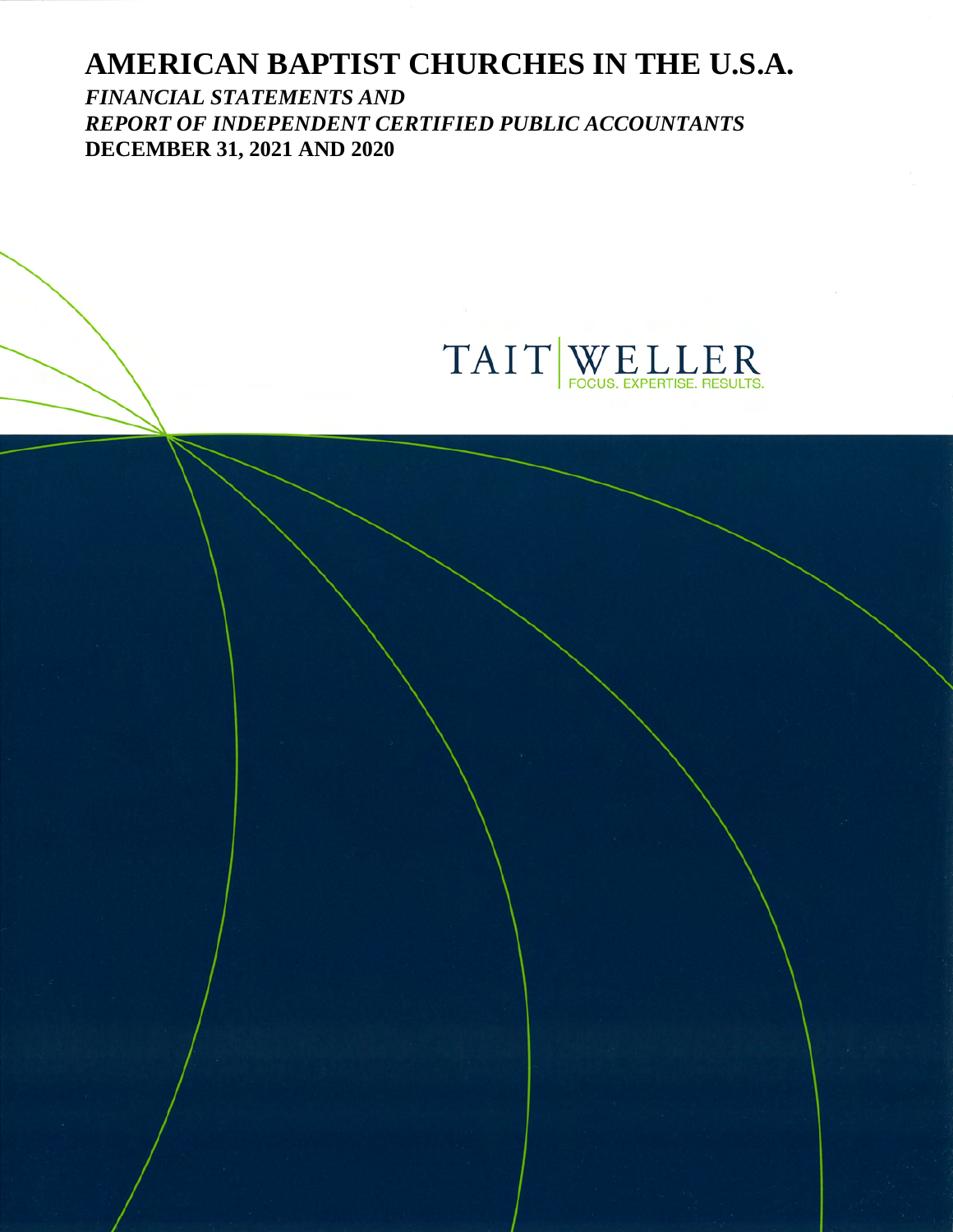# AMERICAN BAPTIST CHURCHES IN THE U.S.A.

***FINANCIAL STATEMENTS AND***
***REPORT OF INDEPENDENT CERTIFIED PUBLIC ACCOUNTANTS***
**DECEMBER 31, 2021 AND 2020**

TAIT | WELLER
FOCUS. EXPERTISE. RESULTS.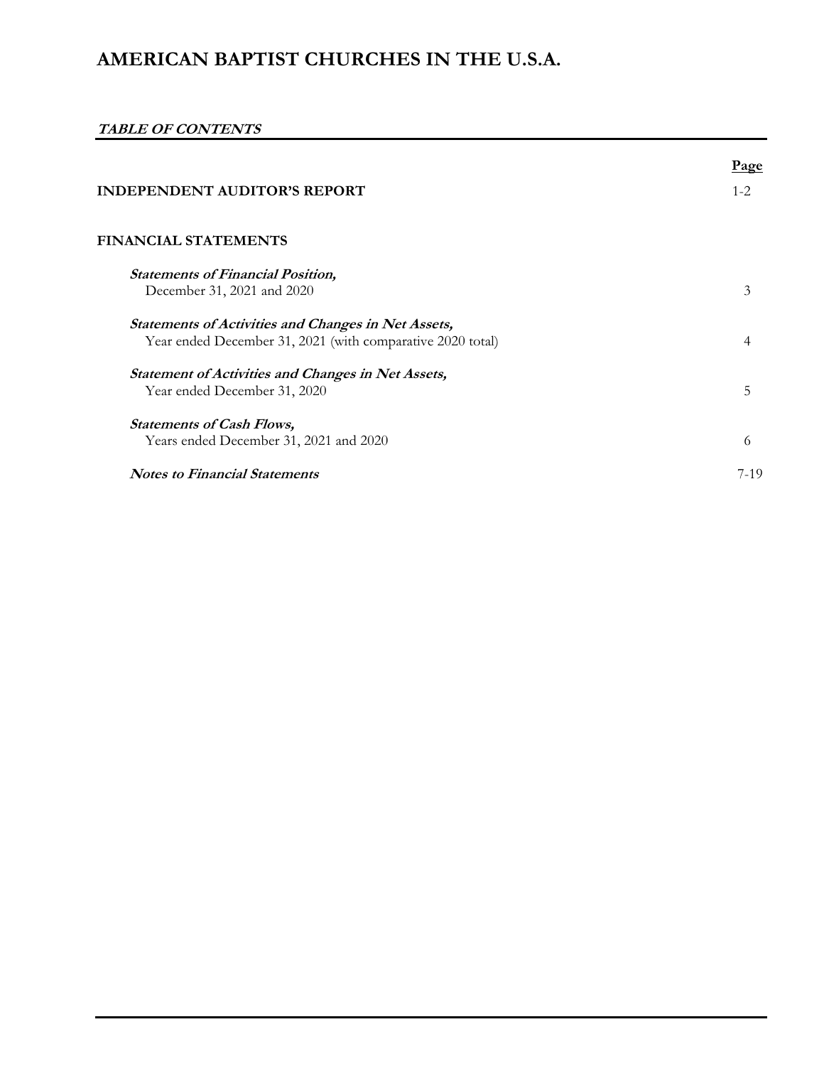# AMERICAN BAPTIST CHURCHES IN THE U.S.A.

***TABLE OF CONTENTS***

| | Page |
|---|---|
| **INDEPENDENT AUDITOR'S REPORT** | 1-2 |
| **FINANCIAL STATEMENTS** | |
| ***Statements of Financial Position,*** December 31, 2021 and 2020 | 3 |
| ***Statements of Activities and Changes in Net Assets,*** Year ended December 31, 2021 (with comparative 2020 total) | 4 |
| ***Statement of Activities and Changes in Net Assets,*** Year ended December 31, 2020 | 5 |
| ***Statements of Cash Flows,*** Years ended December 31, 2021 and 2020 | 6 |
| ***Notes to Financial Statements*** | 7-19 |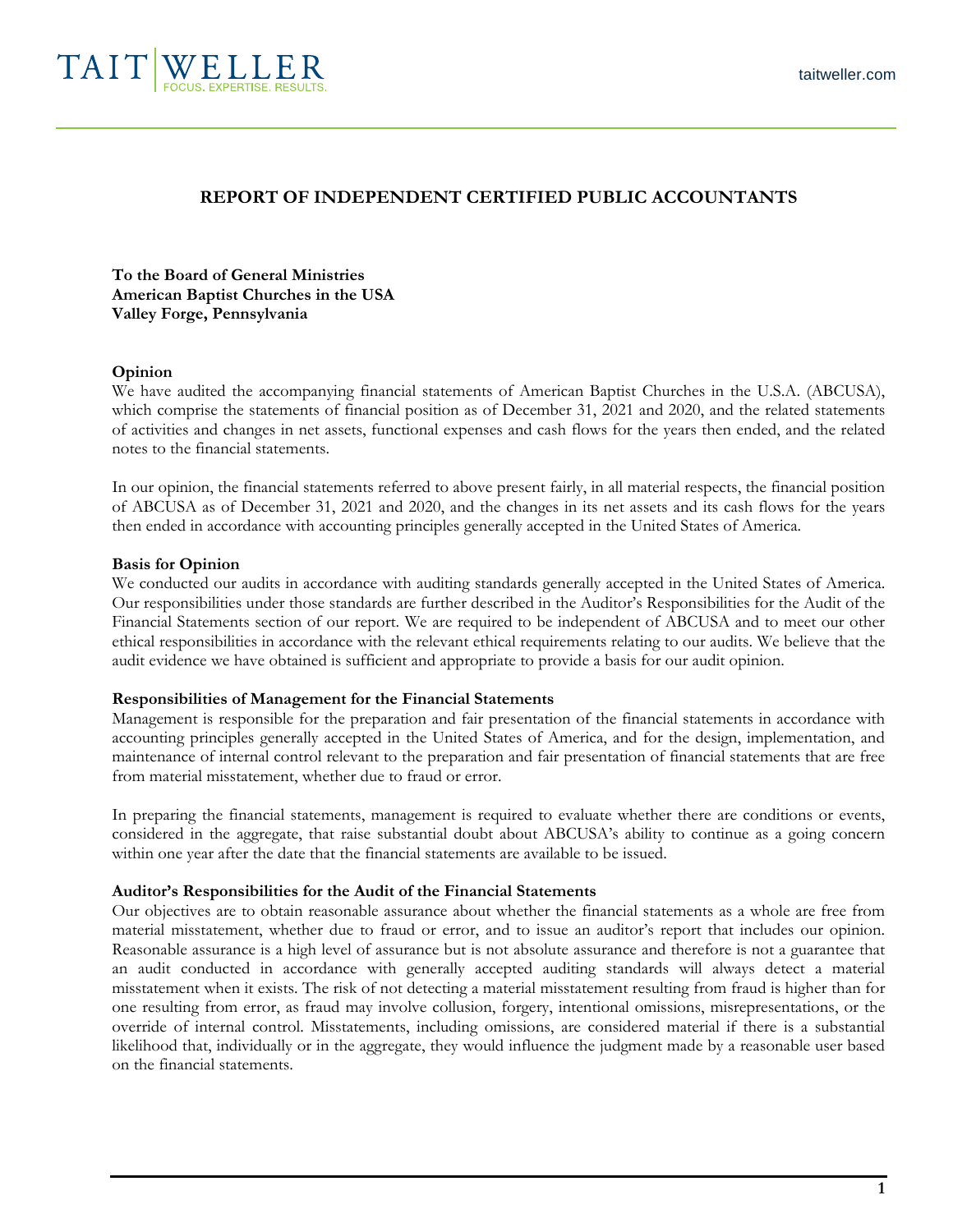TAIT WELLER
FOCUS. EXPERTISE. RESULTS.

taitweller.com

## REPORT OF INDEPENDENT CERTIFIED PUBLIC ACCOUNTANTS

**To the Board of General Ministries**
**American Baptist Churches in the USA**
**Valley Forge, Pennsylvania**

**Opinion**

We have audited the accompanying financial statements of American Baptist Churches in the U.S.A. (ABCUSA), which comprise the statements of financial position as of December 31, 2021 and 2020, and the related statements of activities and changes in net assets, functional expenses and cash flows for the years then ended, and the related notes to the financial statements.

In our opinion, the financial statements referred to above present fairly, in all material respects, the financial position of ABCUSA as of December 31, 2021 and 2020, and the changes in its net assets and its cash flows for the years then ended in accordance with accounting principles generally accepted in the United States of America.

**Basis for Opinion**

We conducted our audits in accordance with auditing standards generally accepted in the United States of America. Our responsibilities under those standards are further described in the Auditor's Responsibilities for the Audit of the Financial Statements section of our report. We are required to be independent of ABCUSA and to meet our other ethical responsibilities in accordance with the relevant ethical requirements relating to our audits. We believe that the audit evidence we have obtained is sufficient and appropriate to provide a basis for our audit opinion.

**Responsibilities of Management for the Financial Statements**

Management is responsible for the preparation and fair presentation of the financial statements in accordance with accounting principles generally accepted in the United States of America, and for the design, implementation, and maintenance of internal control relevant to the preparation and fair presentation of financial statements that are free from material misstatement, whether due to fraud or error.

In preparing the financial statements, management is required to evaluate whether there are conditions or events, considered in the aggregate, that raise substantial doubt about ABCUSA's ability to continue as a going concern within one year after the date that the financial statements are available to be issued.

**Auditor's Responsibilities for the Audit of the Financial Statements**

Our objectives are to obtain reasonable assurance about whether the financial statements as a whole are free from material misstatement, whether due to fraud or error, and to issue an auditor's report that includes our opinion. Reasonable assurance is a high level of assurance but is not absolute assurance and therefore is not a guarantee that an audit conducted in accordance with generally accepted auditing standards will always detect a material misstatement when it exists. The risk of not detecting a material misstatement resulting from fraud is higher than for one resulting from error, as fraud may involve collusion, forgery, intentional omissions, misrepresentations, or the override of internal control. Misstatements, including omissions, are considered material if there is a substantial likelihood that, individually or in the aggregate, they would influence the judgment made by a reasonable user based on the financial statements.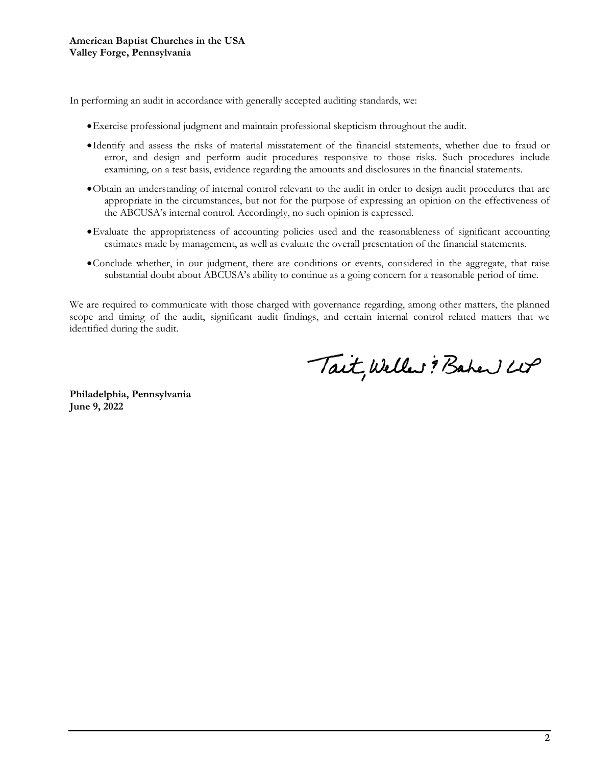**American Baptist Churches in the USA**
**Valley Forge, Pennsylvania**

In performing an audit in accordance with generally accepted auditing standards, we:

- Exercise professional judgment and maintain professional skepticism throughout the audit.
- Identify and assess the risks of material misstatement of the financial statements, whether due to fraud or error, and design and perform audit procedures responsive to those risks. Such procedures include examining, on a test basis, evidence regarding the amounts and disclosures in the financial statements.
- Obtain an understanding of internal control relevant to the audit in order to design audit procedures that are appropriate in the circumstances, but not for the purpose of expressing an opinion on the effectiveness of the ABCUSA's internal control. Accordingly, no such opinion is expressed.
- Evaluate the appropriateness of accounting policies used and the reasonableness of significant accounting estimates made by management, as well as evaluate the overall presentation of the financial statements.
- Conclude whether, in our judgment, there are conditions or events, considered in the aggregate, that raise substantial doubt about ABCUSA's ability to continue as a going concern for a reasonable period of time.

We are required to communicate with those charged with governance regarding, among other matters, the planned scope and timing of the audit, significant audit findings, and certain internal control related matters that we identified during the audit.

Tait, Weller & Baker LLP

**Philadelphia, Pennsylvania**
**June 9, 2022**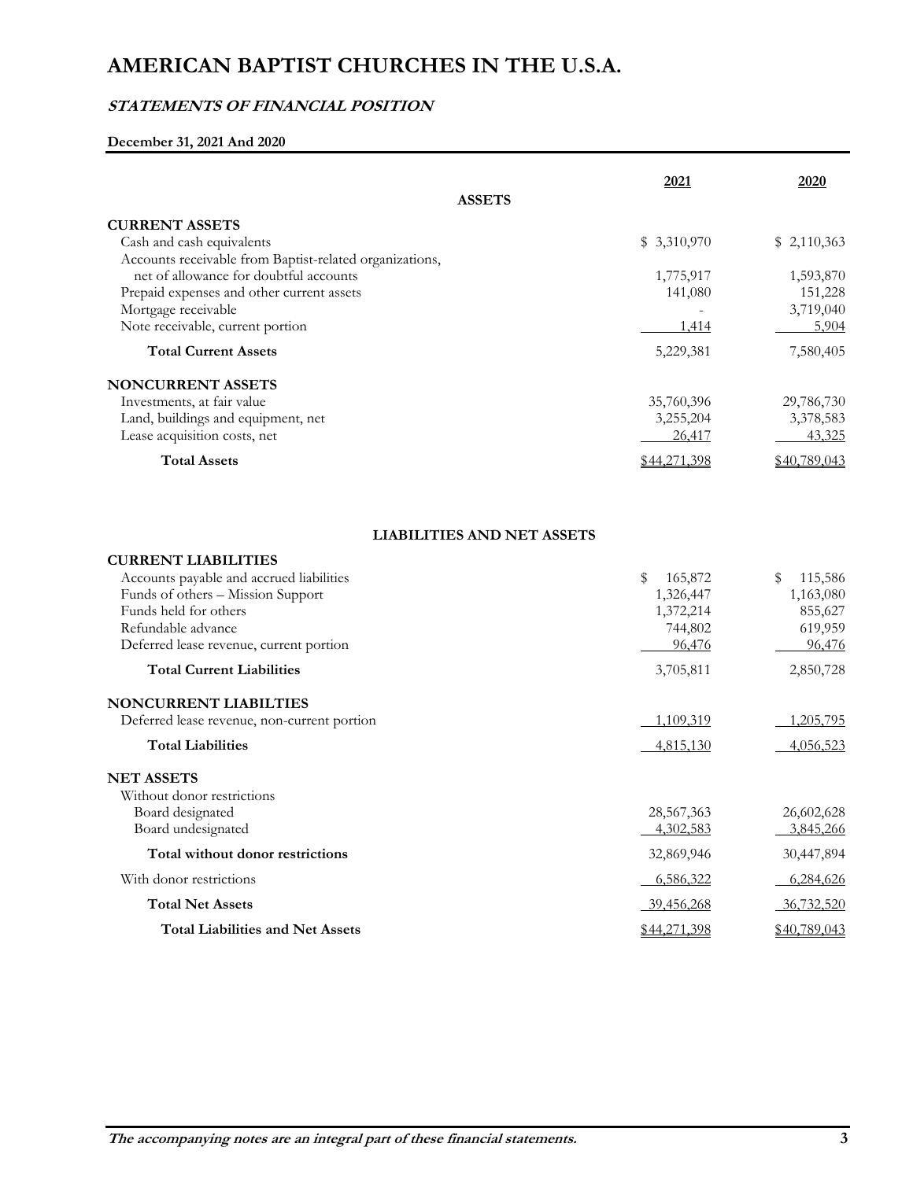# AMERICAN BAPTIST CHURCHES IN THE U.S.A.

## *STATEMENTS OF FINANCIAL POSITION*

**December 31, 2021 And 2020**

| | 2021 | 2020 |
|---|---|---|
| **ASSETS** | | |
| **CURRENT ASSETS** | | |
| Cash and cash equivalents | $ 3,310,970 | $ 2,110,363 |
| Accounts receivable from Baptist-related organizations, net of allowance for doubtful accounts | 1,775,917 | 1,593,870 |
| Prepaid expenses and other current assets | 141,080 | 151,228 |
| Mortgage receivable | - | 3,719,040 |
| Note receivable, current portion | 1,414 | 5,904 |
| **Total Current Assets** | 5,229,381 | 7,580,405 |
| **NONCURRENT ASSETS** | | |
| Investments, at fair value | 35,760,396 | 29,786,730 |
| Land, buildings and equipment, net | 3,255,204 | 3,378,583 |
| Lease acquisition costs, net | 26,417 | 43,325 |
| **Total Assets** | $44,271,398 | $40,789,043 |

| | 2021 | 2020 |
|---|---|---|
| **LIABILITIES AND NET ASSETS** | | |
| **CURRENT LIABILITIES** | | |
| Accounts payable and accrued liabilities | $ 165,872 | $ 115,586 |
| Funds of others – Mission Support | 1,326,447 | 1,163,080 |
| Funds held for others | 1,372,214 | 855,627 |
| Refundable advance | 744,802 | 619,959 |
| Deferred lease revenue, current portion | 96,476 | 96,476 |
| **Total Current Liabilities** | 3,705,811 | 2,850,728 |
| **NONCURRENT LIABILTIES** | | |
| Deferred lease revenue, non-current portion | 1,109,319 | 1,205,795 |
| **Total Liabilities** | 4,815,130 | 4,056,523 |
| **NET ASSETS** | | |
| Without donor restrictions | | |
| Board designated | 28,567,363 | 26,602,628 |
| Board undesignated | 4,302,583 | 3,845,266 |
| **Total without donor restrictions** | 32,869,946 | 30,447,894 |
| With donor restrictions | 6,586,322 | 6,284,626 |
| **Total Net Assets** | 39,456,268 | 36,732,520 |
| **Total Liabilities and Net Assets** | $44,271,398 | $40,789,043 |

***The accompanying notes are an integral part of these financial statements.***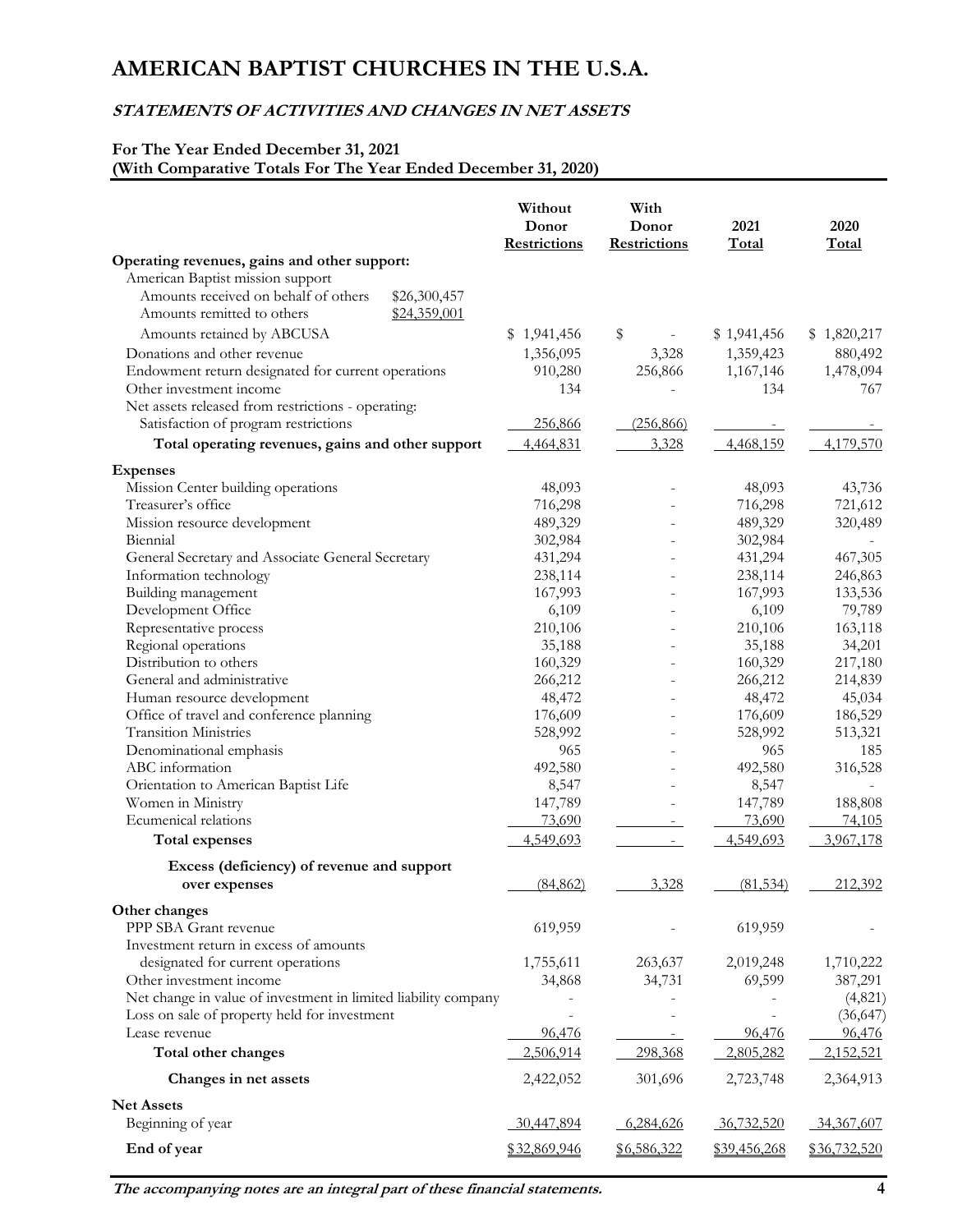# AMERICAN BAPTIST CHURCHES IN THE U.S.A.

## *STATEMENTS OF ACTIVITIES AND CHANGES IN NET ASSETS*

**For The Year Ended December 31, 2021**
**(With Comparative Totals For The Year Ended December 31, 2020)**

| | Without Donor Restrictions | With Donor Restrictions | 2021 Total | 2020 Total |
|---|---|---|---|---|
| **Operating revenues, gains and other support:** | | | | |
| American Baptist mission support | | | | |
| Amounts received on behalf of others $26,300,457 | | | | |
| Amounts remitted to others $24,359,001 | | | | |
| Amounts retained by ABCUSA | $ 1,941,456 | $ - | $ 1,941,456 | $ 1,820,217 |
| Donations and other revenue | 1,356,095 | 3,328 | 1,359,423 | 880,492 |
| Endowment return designated for current operations | 910,280 | 256,866 | 1,167,146 | 1,478,094 |
| Other investment income | 134 | - | 134 | 767 |
| Net assets released from restrictions - operating: | | | | |
| Satisfaction of program restrictions | 256,866 | (256,866) | - | - |
| **Total operating revenues, gains and other support** | 4,464,831 | 3,328 | 4,468,159 | 4,179,570 |
| **Expenses** | | | | |
| Mission Center building operations | 48,093 | - | 48,093 | 43,736 |
| Treasurer's office | 716,298 | - | 716,298 | 721,612 |
| Mission resource development | 489,329 | - | 489,329 | 320,489 |
| Biennial | 302,984 | - | 302,984 | - |
| General Secretary and Associate General Secretary | 431,294 | - | 431,294 | 467,305 |
| Information technology | 238,114 | - | 238,114 | 246,863 |
| Building management | 167,993 | - | 167,993 | 133,536 |
| Development Office | 6,109 | - | 6,109 | 79,789 |
| Representative process | 210,106 | - | 210,106 | 163,118 |
| Regional operations | 35,188 | - | 35,188 | 34,201 |
| Distribution to others | 160,329 | - | 160,329 | 217,180 |
| General and administrative | 266,212 | - | 266,212 | 214,839 |
| Human resource development | 48,472 | - | 48,472 | 45,034 |
| Office of travel and conference planning | 176,609 | - | 176,609 | 186,529 |
| Transition Ministries | 528,992 | - | 528,992 | 513,321 |
| Denominational emphasis | 965 | - | 965 | 185 |
| ABC information | 492,580 | - | 492,580 | 316,528 |
| Orientation to American Baptist Life | 8,547 | - | 8,547 | - |
| Women in Ministry | 147,789 | - | 147,789 | 188,808 |
| Ecumenical relations | 73,690 | - | 73,690 | 74,105 |
| **Total expenses** | 4,549,693 | - | 4,549,693 | 3,967,178 |
| **Excess (deficiency) of revenue and support over expenses** | (84,862) | 3,328 | (81,534) | 212,392 |
| **Other changes** | | | | |
| PPP SBA Grant revenue | 619,959 | - | 619,959 | - |
| Investment return in excess of amounts designated for current operations | 1,755,611 | 263,637 | 2,019,248 | 1,710,222 |
| Other investment income | 34,868 | 34,731 | 69,599 | 387,291 |
| Net change in value of investment in limited liability company | - | - | - | (4,821) |
| Loss on sale of property held for investment | - | - | - | (36,647) |
| Lease revenue | 96,476 | - | 96,476 | 96,476 |
| **Total other changes** | 2,506,914 | 298,368 | 2,805,282 | 2,152,521 |
| **Changes in net assets** | 2,422,052 | 301,696 | 2,723,748 | 2,364,913 |
| **Net Assets** | | | | |
| Beginning of year | 30,447,894 | 6,284,626 | 36,732,520 | 34,367,607 |
| **End of year** | $32,869,946 | $6,586,322 | $39,456,268 | $36,732,520 |

***The accompanying notes are an integral part of these financial statements.***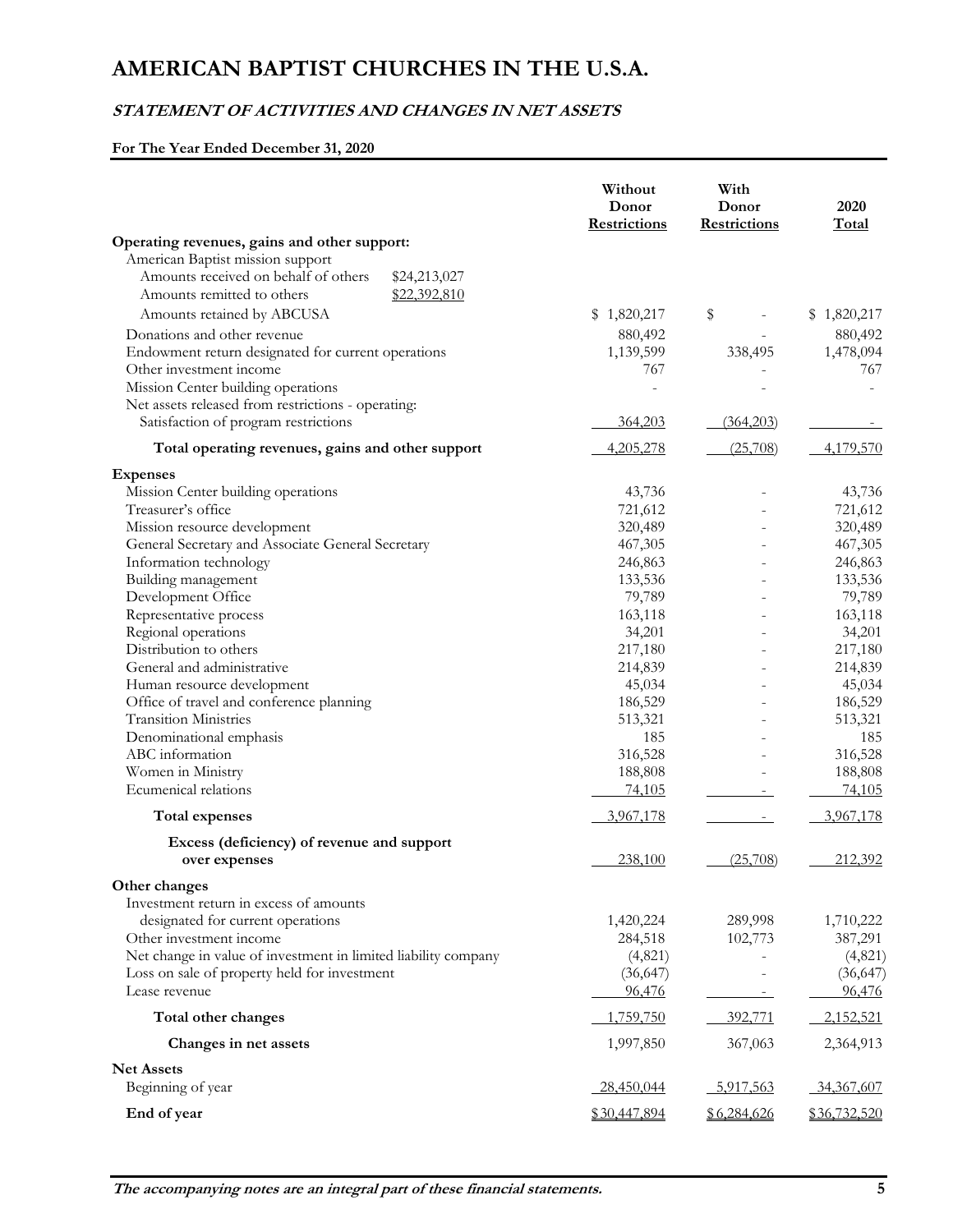# AMERICAN BAPTIST CHURCHES IN THE U.S.A.

## *STATEMENT OF ACTIVITIES AND CHANGES IN NET ASSETS*

**For The Year Ended December 31, 2020**

| | Without Donor Restrictions | With Donor Restrictions | 2020 Total |
|---|---|---|---|
| **Operating revenues, gains and other support:** | | | |
| American Baptist mission support | | | |
| Amounts received on behalf of others $24,213,027 | | | |
| Amounts remitted to others $22,392,810 | | | |
| Amounts retained by ABCUSA | $ 1,820,217 | $ - | $ 1,820,217 |
| Donations and other revenue | 880,492 | - | 880,492 |
| Endowment return designated for current operations | 1,139,599 | 338,495 | 1,478,094 |
| Other investment income | 767 | - | 767 |
| Mission Center building operations | - | - | - |
| Net assets released from restrictions - operating: | | | |
| Satisfaction of program restrictions | 364,203 | (364,203) | - |
| **Total operating revenues, gains and other support** | 4,205,278 | (25,708) | 4,179,570 |
| **Expenses** | | | |
| Mission Center building operations | 43,736 | - | 43,736 |
| Treasurer's office | 721,612 | - | 721,612 |
| Mission resource development | 320,489 | - | 320,489 |
| General Secretary and Associate General Secretary | 467,305 | - | 467,305 |
| Information technology | 246,863 | - | 246,863 |
| Building management | 133,536 | - | 133,536 |
| Development Office | 79,789 | - | 79,789 |
| Representative process | 163,118 | - | 163,118 |
| Regional operations | 34,201 | - | 34,201 |
| Distribution to others | 217,180 | - | 217,180 |
| General and administrative | 214,839 | - | 214,839 |
| Human resource development | 45,034 | - | 45,034 |
| Office of travel and conference planning | 186,529 | - | 186,529 |
| Transition Ministries | 513,321 | - | 513,321 |
| Denominational emphasis | 185 | - | 185 |
| ABC information | 316,528 | - | 316,528 |
| Women in Ministry | 188,808 | - | 188,808 |
| Ecumenical relations | 74,105 | - | 74,105 |
| **Total expenses** | 3,967,178 | - | 3,967,178 |
| **Excess (deficiency) of revenue and support over expenses** | 238,100 | (25,708) | 212,392 |
| **Other changes** | | | |
| Investment return in excess of amounts designated for current operations | 1,420,224 | 289,998 | 1,710,222 |
| Other investment income | 284,518 | 102,773 | 387,291 |
| Net change in value of investment in limited liability company | (4,821) | - | (4,821) |
| Loss on sale of property held for investment | (36,647) | - | (36,647) |
| Lease revenue | 96,476 | - | 96,476 |
| **Total other changes** | 1,759,750 | 392,771 | 2,152,521 |
| **Changes in net assets** | 1,997,850 | 367,063 | 2,364,913 |
| **Net Assets** | | | |
| Beginning of year | 28,450,044 | 5,917,563 | 34,367,607 |
| **End of year** | $30,447,894 | $6,284,626 | $36,732,520 |

***The accompanying notes are an integral part of these financial statements.***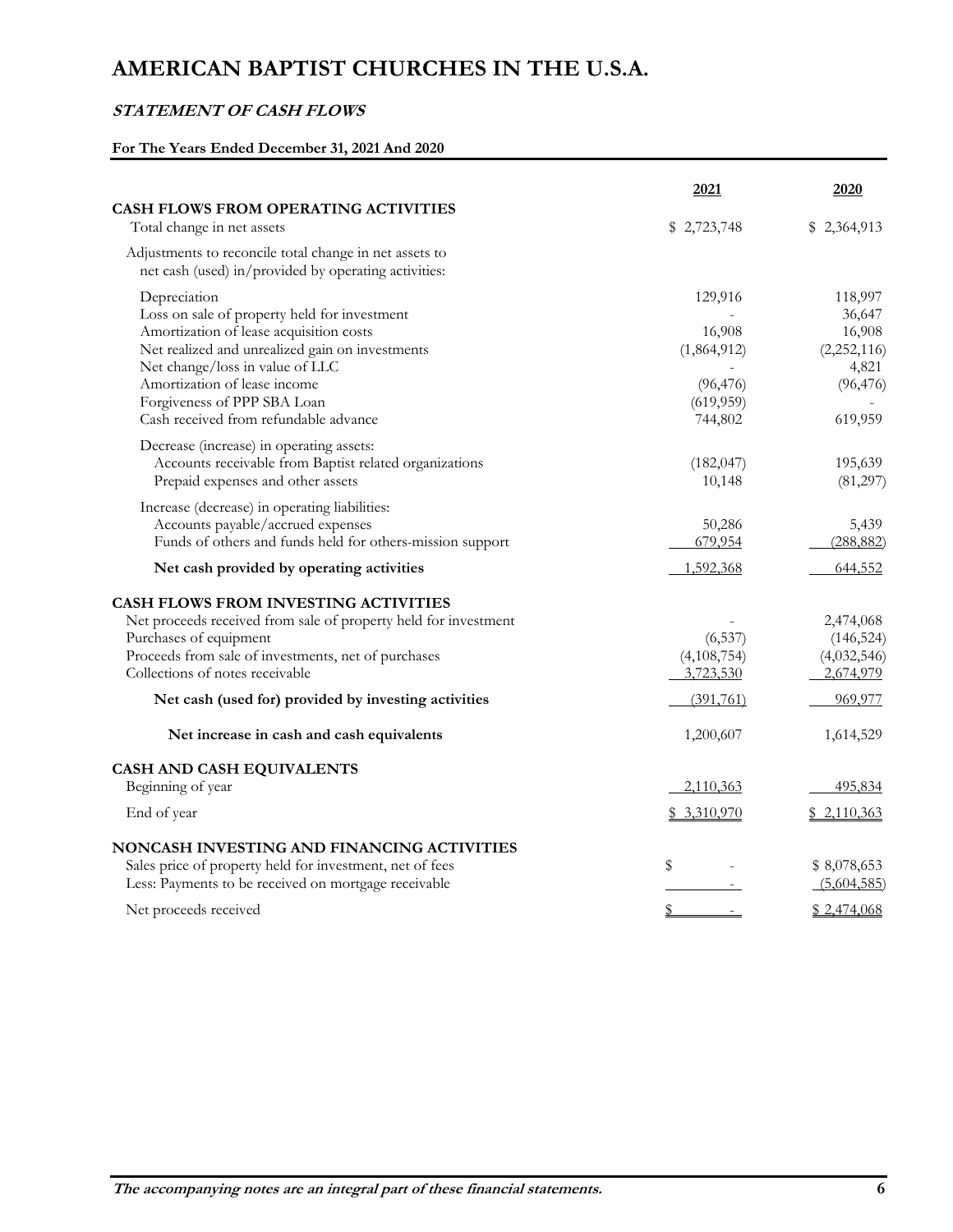# AMERICAN BAPTIST CHURCHES IN THE U.S.A.

## *STATEMENT OF CASH FLOWS*

**For The Years Ended December 31, 2021 And 2020**

| | 2021 | 2020 |
|---|---|---|
| **CASH FLOWS FROM OPERATING ACTIVITIES** | | |
| Total change in net assets | $ 2,723,748 | $ 2,364,913 |
| Adjustments to reconcile total change in net assets to net cash (used) in/provided by operating activities: | | |
| Depreciation | 129,916 | 118,997 |
| Loss on sale of property held for investment | - | 36,647 |
| Amortization of lease acquisition costs | 16,908 | 16,908 |
| Net realized and unrealized gain on investments | (1,864,912) | (2,252,116) |
| Net change/loss in value of LLC | - | 4,821 |
| Amortization of lease income | (96,476) | (96,476) |
| Forgiveness of PPP SBA Loan | (619,959) | - |
| Cash received from refundable advance | 744,802 | 619,959 |
| Decrease (increase) in operating assets: | | |
| Accounts receivable from Baptist related organizations | (182,047) | 195,639 |
| Prepaid expenses and other assets | 10,148 | (81,297) |
| Increase (decrease) in operating liabilities: | | |
| Accounts payable/accrued expenses | 50,286 | 5,439 |
| Funds of others and funds held for others-mission support | 679,954 | (288,882) |
| **Net cash provided by operating activities** | 1,592,368 | 644,552 |
| **CASH FLOWS FROM INVESTING ACTIVITIES** | | |
| Net proceeds received from sale of property held for investment | - | 2,474,068 |
| Purchases of equipment | (6,537) | (146,524) |
| Proceeds from sale of investments, net of purchases | (4,108,754) | (4,032,546) |
| Collections of notes receivable | 3,723,530 | 2,674,979 |
| **Net cash (used for) provided by investing activities** | (391,761) | 969,977 |
| **Net increase in cash and cash equivalents** | 1,200,607 | 1,614,529 |
| **CASH AND CASH EQUIVALENTS** | | |
| Beginning of year | 2,110,363 | 495,834 |
| End of year | $ 3,310,970 | $ 2,110,363 |
| **NONCASH INVESTING AND FINANCING ACTIVITIES** | | |
| Sales price of property held for investment, net of fees | $ - | $ 8,078,653 |
| Less: Payments to be received on mortgage receivable | - | (5,604,585) |
| Net proceeds received | $ - | $ 2,474,068 |

***The accompanying notes are an integral part of these financial statements.***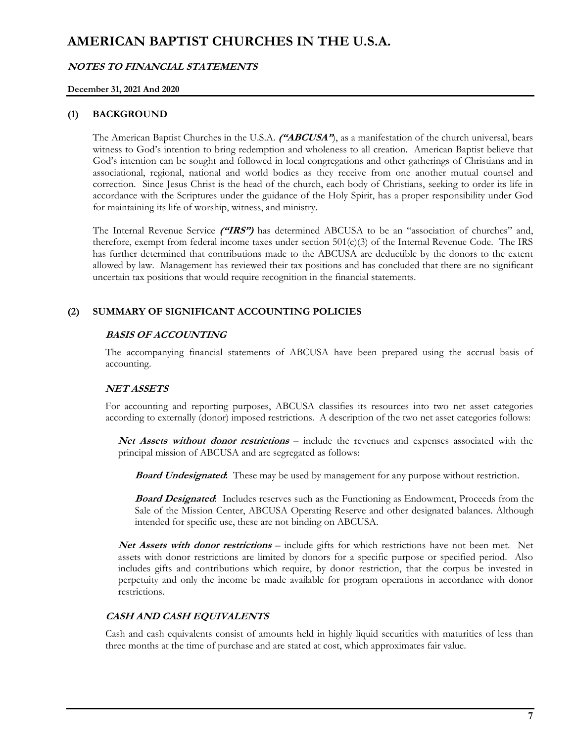# AMERICAN BAPTIST CHURCHES IN THE U.S.A.

***NOTES TO FINANCIAL STATEMENTS***

**December 31, 2021 And 2020**

## (1) BACKGROUND

The American Baptist Churches in the U.S.A. ***("ABCUSA"***), as a manifestation of the church universal, bears witness to God's intention to bring redemption and wholeness to all creation. American Baptist believe that God's intention can be sought and followed in local congregations and other gatherings of Christians and in associational, regional, national and world bodies as they receive from one another mutual counsel and correction. Since Jesus Christ is the head of the church, each body of Christians, seeking to order its life in accordance with the Scriptures under the guidance of the Holy Spirit, has a proper responsibility under God for maintaining its life of worship, witness, and ministry.

The Internal Revenue Service ***("IRS")*** has determined ABCUSA to be an "association of churches" and, therefore, exempt from federal income taxes under section 501(c)(3) of the Internal Revenue Code. The IRS has further determined that contributions made to the ABCUSA are deductible by the donors to the extent allowed by law. Management has reviewed their tax positions and has concluded that there are no significant uncertain tax positions that would require recognition in the financial statements.

## (2) SUMMARY OF SIGNIFICANT ACCOUNTING POLICIES

### *BASIS OF ACCOUNTING*

The accompanying financial statements of ABCUSA have been prepared using the accrual basis of accounting.

### *NET ASSETS*

For accounting and reporting purposes, ABCUSA classifies its resources into two net asset categories according to externally (donor) imposed restrictions. A description of the two net asset categories follows:

***Net Assets without donor restrictions*** – include the revenues and expenses associated with the principal mission of ABCUSA and are segregated as follows:

***Board Undesignated***: These may be used by management for any purpose without restriction.

***Board Designated***: Includes reserves such as the Functioning as Endowment, Proceeds from the Sale of the Mission Center, ABCUSA Operating Reserve and other designated balances. Although intended for specific use, these are not binding on ABCUSA.

***Net Assets with donor restrictions*** – include gifts for which restrictions have not been met. Net assets with donor restrictions are limited by donors for a specific purpose or specified period. Also includes gifts and contributions which require, by donor restriction, that the corpus be invested in perpetuity and only the income be made available for program operations in accordance with donor restrictions.

### *CASH AND CASH EQUIVALENTS*

Cash and cash equivalents consist of amounts held in highly liquid securities with maturities of less than three months at the time of purchase and are stated at cost, which approximates fair value.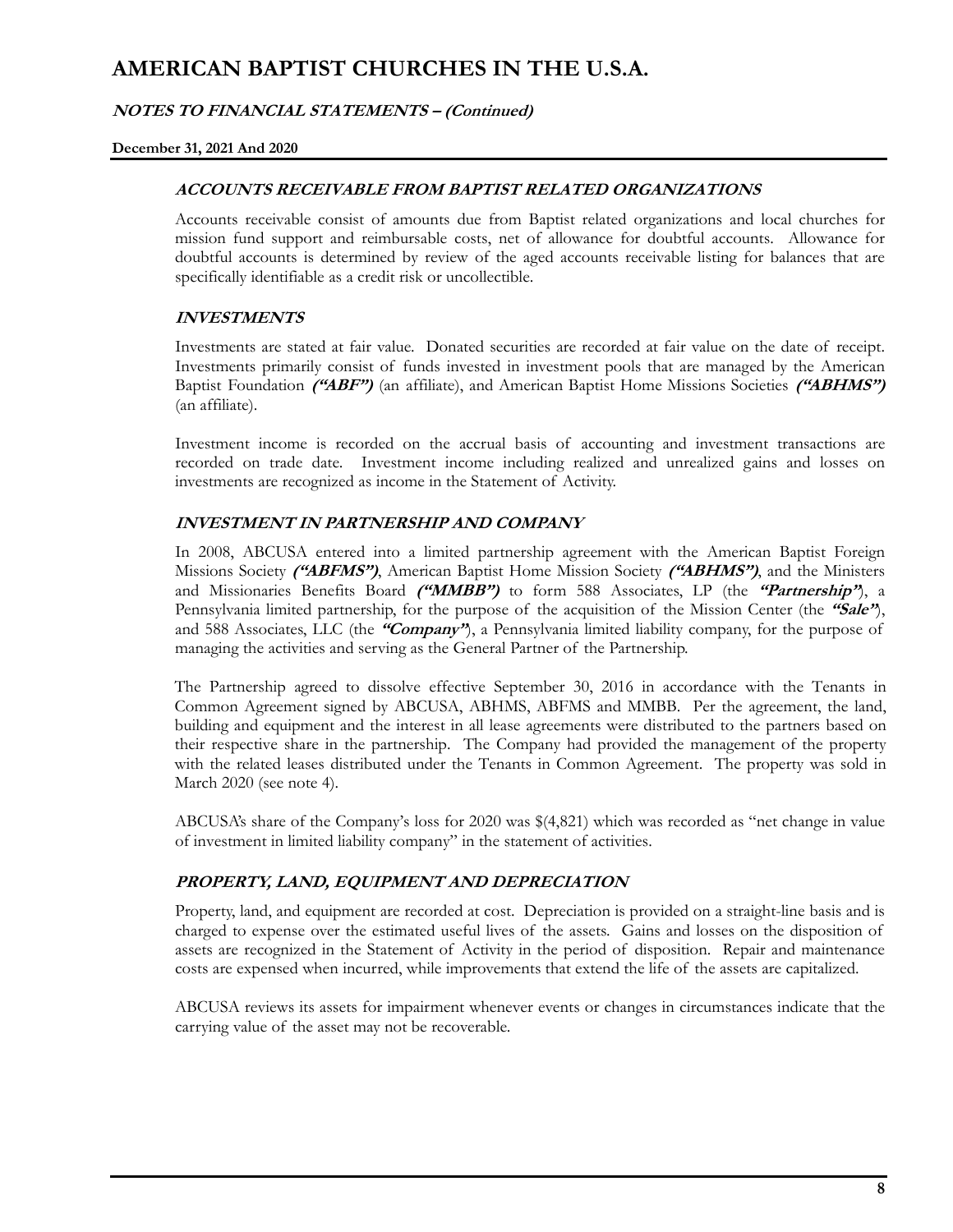### ***ACCOUNTS RECEIVABLE FROM BAPTIST RELATED ORGANIZATIONS***

Accounts receivable consist of amounts due from Baptist related organizations and local churches for mission fund support and reimbursable costs, net of allowance for doubtful accounts. Allowance for doubtful accounts is determined by review of the aged accounts receivable listing for balances that are specifically identifiable as a credit risk or uncollectible.

### ***INVESTMENTS***

Investments are stated at fair value. Donated securities are recorded at fair value on the date of receipt. Investments primarily consist of funds invested in investment pools that are managed by the American Baptist Foundation ***("ABF")*** (an affiliate), and American Baptist Home Missions Societies ***("ABHMS")*** (an affiliate).

Investment income is recorded on the accrual basis of accounting and investment transactions are recorded on trade date. Investment income including realized and unrealized gains and losses on investments are recognized as income in the Statement of Activity.

### ***INVESTMENT IN PARTNERSHIP AND COMPANY***

In 2008, ABCUSA entered into a limited partnership agreement with the American Baptist Foreign Missions Society ***("ABFMS")***, American Baptist Home Mission Society ***("ABHMS")***, and the Ministers and Missionaries Benefits Board ***("MMBB")*** to form 588 Associates, LP (the ***"Partnership"***), a Pennsylvania limited partnership, for the purpose of the acquisition of the Mission Center (the ***"Sale"***), and 588 Associates, LLC (the ***"Company"***), a Pennsylvania limited liability company, for the purpose of managing the activities and serving as the General Partner of the Partnership.

The Partnership agreed to dissolve effective September 30, 2016 in accordance with the Tenants in Common Agreement signed by ABCUSA, ABHMS, ABFMS and MMBB. Per the agreement, the land, building and equipment and the interest in all lease agreements were distributed to the partners based on their respective share in the partnership. The Company had provided the management of the property with the related leases distributed under the Tenants in Common Agreement. The property was sold in March 2020 (see note 4).

ABCUSA's share of the Company's loss for 2020 was $(4,821) which was recorded as "net change in value of investment in limited liability company" in the statement of activities.

### ***PROPERTY, LAND, EQUIPMENT AND DEPRECIATION***

Property, land, and equipment are recorded at cost. Depreciation is provided on a straight-line basis and is charged to expense over the estimated useful lives of the assets. Gains and losses on the disposition of assets are recognized in the Statement of Activity in the period of disposition. Repair and maintenance costs are expensed when incurred, while improvements that extend the life of the assets are capitalized.

ABCUSA reviews its assets for impairment whenever events or changes in circumstances indicate that the carrying value of the asset may not be recoverable.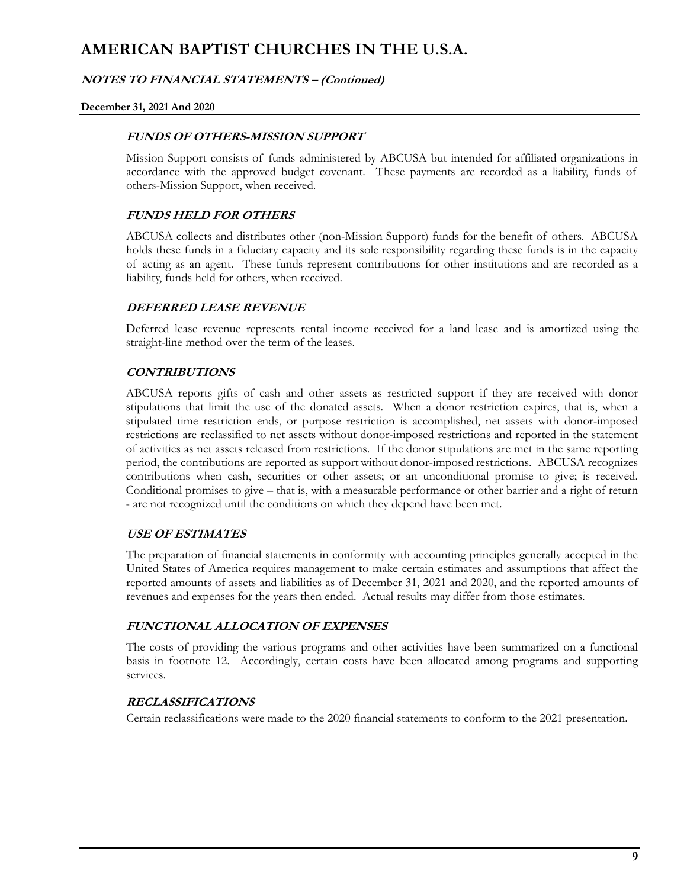### *FUNDS OF OTHERS-MISSION SUPPORT*

Mission Support consists of funds administered by ABCUSA but intended for affiliated organizations in accordance with the approved budget covenant. These payments are recorded as a liability, funds of others-Mission Support, when received.

### *FUNDS HELD FOR OTHERS*

ABCUSA collects and distributes other (non-Mission Support) funds for the benefit of others. ABCUSA holds these funds in a fiduciary capacity and its sole responsibility regarding these funds is in the capacity of acting as an agent. These funds represent contributions for other institutions and are recorded as a liability, funds held for others, when received.

### *DEFERRED LEASE REVENUE*

Deferred lease revenue represents rental income received for a land lease and is amortized using the straight-line method over the term of the leases.

### *CONTRIBUTIONS*

ABCUSA reports gifts of cash and other assets as restricted support if they are received with donor stipulations that limit the use of the donated assets. When a donor restriction expires, that is, when a stipulated time restriction ends, or purpose restriction is accomplished, net assets with donor-imposed restrictions are reclassified to net assets without donor-imposed restrictions and reported in the statement of activities as net assets released from restrictions. If the donor stipulations are met in the same reporting period, the contributions are reported as support without donor-imposed restrictions. ABCUSA recognizes contributions when cash, securities or other assets; or an unconditional promise to give; is received. Conditional promises to give – that is, with a measurable performance or other barrier and a right of return - are not recognized until the conditions on which they depend have been met.

### *USE OF ESTIMATES*

The preparation of financial statements in conformity with accounting principles generally accepted in the United States of America requires management to make certain estimates and assumptions that affect the reported amounts of assets and liabilities as of December 31, 2021 and 2020, and the reported amounts of revenues and expenses for the years then ended. Actual results may differ from those estimates.

### *FUNCTIONAL ALLOCATION OF EXPENSES*

The costs of providing the various programs and other activities have been summarized on a functional basis in footnote 12. Accordingly, certain costs have been allocated among programs and supporting services.

### *RECLASSIFICATIONS*

Certain reclassifications were made to the 2020 financial statements to conform to the 2021 presentation.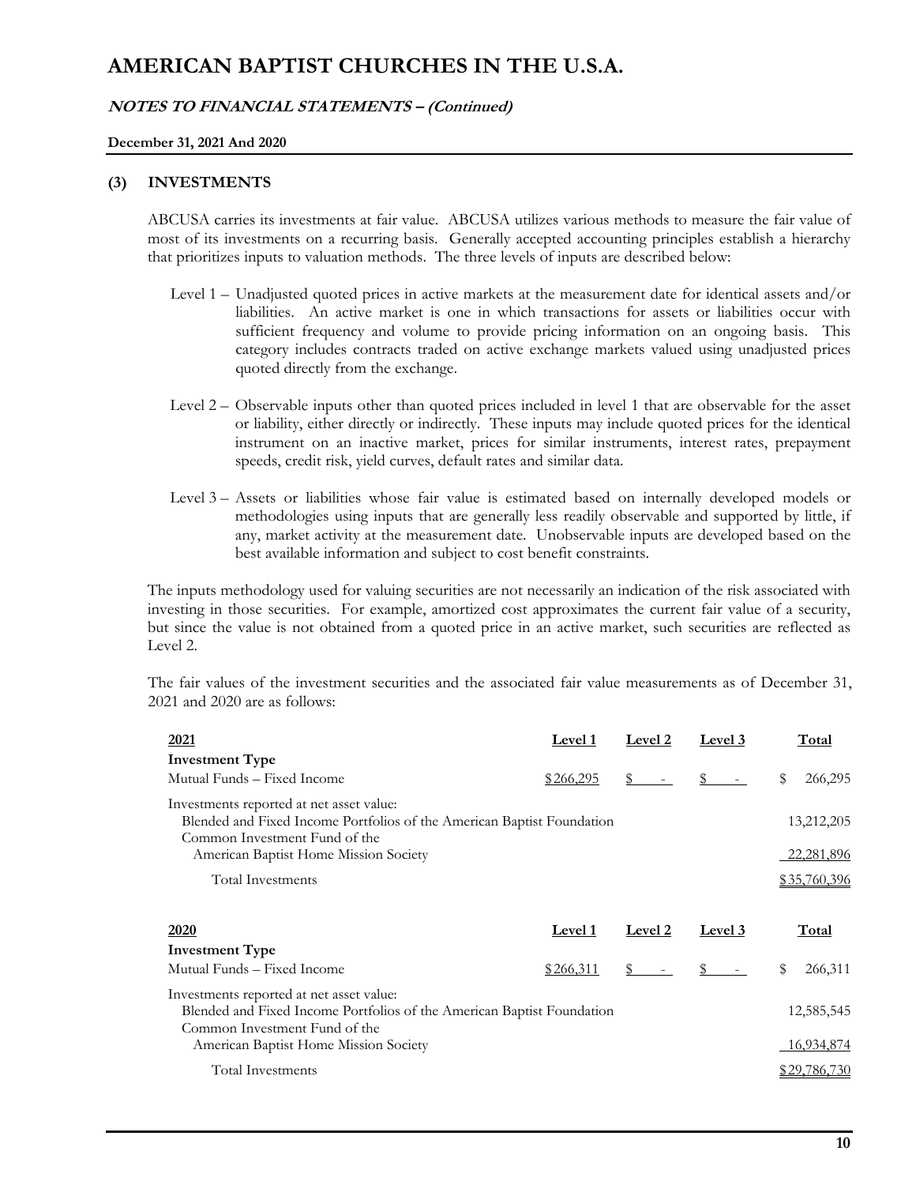# AMERICAN BAPTIST CHURCHES IN THE U.S.A.

***NOTES TO FINANCIAL STATEMENTS – (Continued)***

**December 31, 2021 And 2020**

## (3) INVESTMENTS

ABCUSA carries its investments at fair value. ABCUSA utilizes various methods to measure the fair value of most of its investments on a recurring basis. Generally accepted accounting principles establish a hierarchy that prioritizes inputs to valuation methods. The three levels of inputs are described below:

Level 1 – Unadjusted quoted prices in active markets at the measurement date for identical assets and/or liabilities. An active market is one in which transactions for assets or liabilities occur with sufficient frequency and volume to provide pricing information on an ongoing basis. This category includes contracts traded on active exchange markets valued using unadjusted prices quoted directly from the exchange.

Level 2 – Observable inputs other than quoted prices included in level 1 that are observable for the asset or liability, either directly or indirectly. These inputs may include quoted prices for the identical instrument on an inactive market, prices for similar instruments, interest rates, prepayment speeds, credit risk, yield curves, default rates and similar data.

Level 3 – Assets or liabilities whose fair value is estimated based on internally developed models or methodologies using inputs that are generally less readily observable and supported by little, if any, market activity at the measurement date. Unobservable inputs are developed based on the best available information and subject to cost benefit constraints.

The inputs methodology used for valuing securities are not necessarily an indication of the risk associated with investing in those securities. For example, amortized cost approximates the current fair value of a security, but since the value is not obtained from a quoted price in an active market, such securities are reflected as Level 2.

The fair values of the investment securities and the associated fair value measurements as of December 31, 2021 and 2020 are as follows:

| 2021 | Level 1 | Level 2 | Level 3 | Total |
|---|---|---|---|---|
| **Investment Type** | | | | |
| Mutual Funds – Fixed Income | $266,295 | $ - | $ - | $ 266,295 |
| Investments reported at net asset value: | | | | |
| Blended and Fixed Income Portfolios of the American Baptist Foundation | | | | 13,212,205 |
| Common Investment Fund of the American Baptist Home Mission Society | | | | 22,281,896 |
| Total Investments | | | | $35,760,396 |

| 2020 | Level 1 | Level 2 | Level 3 | Total |
|---|---|---|---|---|
| **Investment Type** | | | | |
| Mutual Funds – Fixed Income | $266,311 | $ - | $ - | $ 266,311 |
| Investments reported at net asset value: | | | | |
| Blended and Fixed Income Portfolios of the American Baptist Foundation | | | | 12,585,545 |
| Common Investment Fund of the American Baptist Home Mission Society | | | | 16,934,874 |
| Total Investments | | | | $29,786,730 |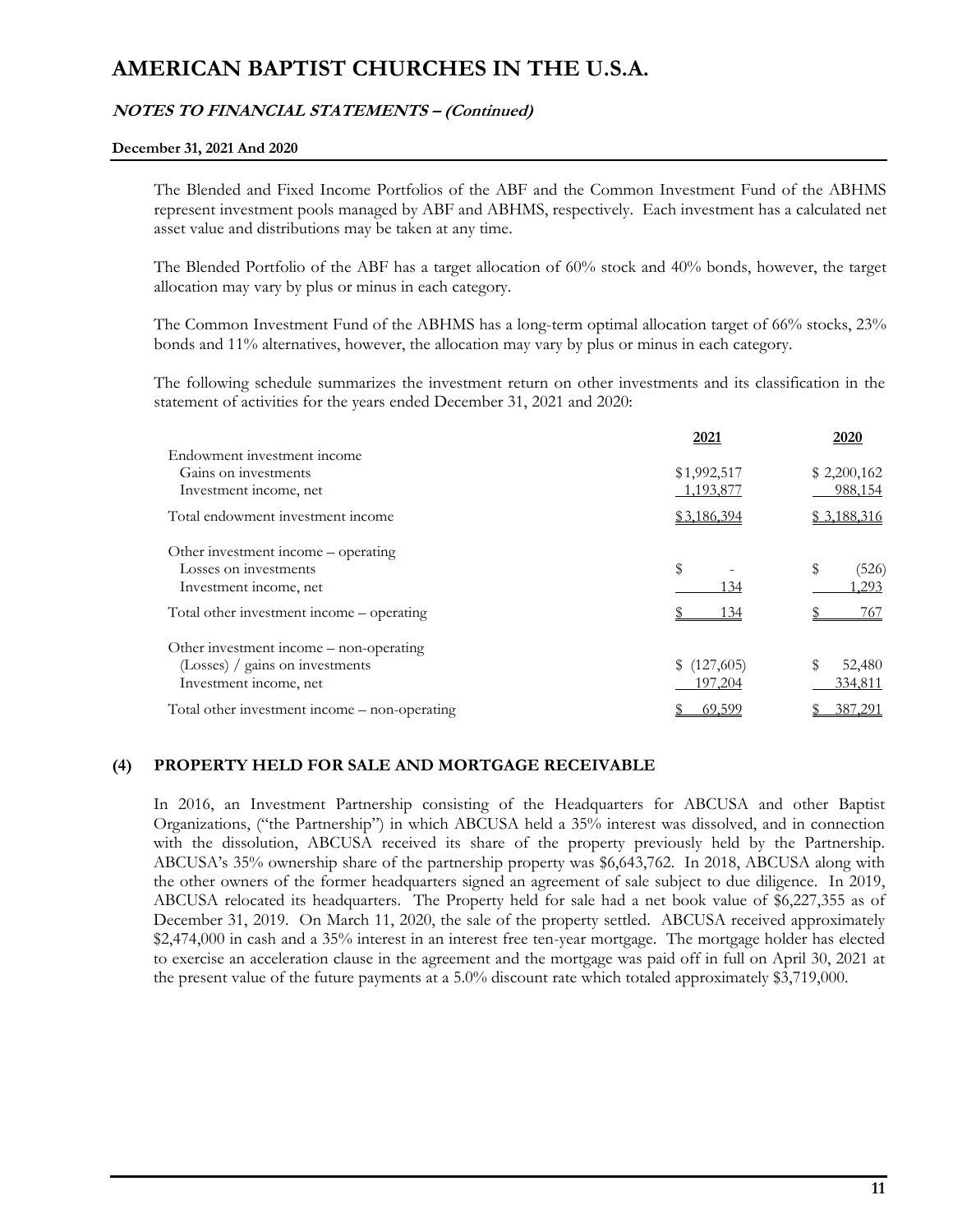The Blended and Fixed Income Portfolios of the ABF and the Common Investment Fund of the ABHMS represent investment pools managed by ABF and ABHMS, respectively. Each investment has a calculated net asset value and distributions may be taken at any time.

The Blended Portfolio of the ABF has a target allocation of 60% stock and 40% bonds, however, the target allocation may vary by plus or minus in each category.

The Common Investment Fund of the ABHMS has a long-term optimal allocation target of 66% stocks, 23% bonds and 11% alternatives, however, the allocation may vary by plus or minus in each category.

The following schedule summarizes the investment return on other investments and its classification in the statement of activities for the years ended December 31, 2021 and 2020:

| | 2021 | 2020 |
|---|---|---|
| Endowment investment income | | |
| Gains on investments | $1,992,517 | $ 2,200,162 |
| Investment income, net | 1,193,877 | 988,154 |
| Total endowment investment income | $ 3,186,394 | $ 3,188,316 |
| Other investment income – operating | | |
| Losses on investments | $ - | $ (526) |
| Investment income, net | 134 | 1,293 |
| Total other investment income – operating | $ 134 | $ 767 |
| Other investment income – non-operating | | |
| (Losses) / gains on investments | $ (127,605) | $ 52,480 |
| Investment income, net | 197,204 | 334,811 |
| Total other investment income – non-operating | $ 69,599 | $ 387,291 |

## (4) PROPERTY HELD FOR SALE AND MORTGAGE RECEIVABLE

In 2016, an Investment Partnership consisting of the Headquarters for ABCUSA and other Baptist Organizations, ("the Partnership") in which ABCUSA held a 35% interest was dissolved, and in connection with the dissolution, ABCUSA received its share of the property previously held by the Partnership. ABCUSA's 35% ownership share of the partnership property was $6,643,762. In 2018, ABCUSA along with the other owners of the former headquarters signed an agreement of sale subject to due diligence. In 2019, ABCUSA relocated its headquarters. The Property held for sale had a net book value of $6,227,355 as of December 31, 2019. On March 11, 2020, the sale of the property settled. ABCUSA received approximately $2,474,000 in cash and a 35% interest in an interest free ten-year mortgage. The mortgage holder has elected to exercise an acceleration clause in the agreement and the mortgage was paid off in full on April 30, 2021 at the present value of the future payments at a 5.0% discount rate which totaled approximately $3,719,000.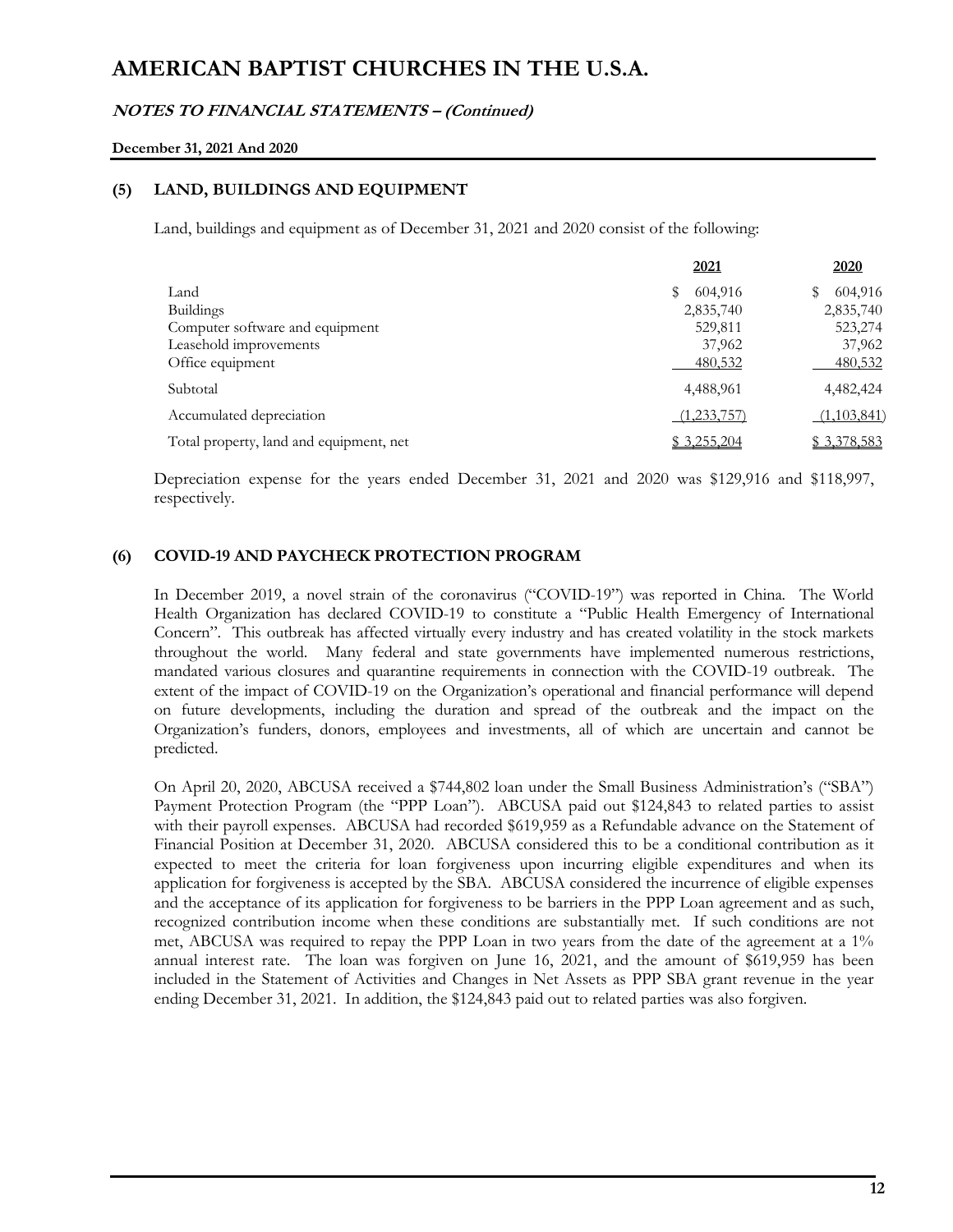## (5) LAND, BUILDINGS AND EQUIPMENT

Land, buildings and equipment as of December 31, 2021 and 2020 consist of the following:

| | 2021 | 2020 |
|---|---|---|
| Land | $ 604,916 | $ 604,916 |
| Buildings | 2,835,740 | 2,835,740 |
| Computer software and equipment | 529,811 | 523,274 |
| Leasehold improvements | 37,962 | 37,962 |
| Office equipment | 480,532 | 480,532 |
| Subtotal | 4,488,961 | 4,482,424 |
| Accumulated depreciation | (1,233,757) | (1,103,841) |
| Total property, land and equipment, net | $ 3,255,204 | $ 3,378,583 |

Depreciation expense for the years ended December 31, 2021 and 2020 was $129,916 and $118,997, respectively.

## (6) COVID-19 AND PAYCHECK PROTECTION PROGRAM

In December 2019, a novel strain of the coronavirus ("COVID-19") was reported in China. The World Health Organization has declared COVID-19 to constitute a "Public Health Emergency of International Concern". This outbreak has affected virtually every industry and has created volatility in the stock markets throughout the world. Many federal and state governments have implemented numerous restrictions, mandated various closures and quarantine requirements in connection with the COVID-19 outbreak. The extent of the impact of COVID-19 on the Organization's operational and financial performance will depend on future developments, including the duration and spread of the outbreak and the impact on the Organization's funders, donors, employees and investments, all of which are uncertain and cannot be predicted.

On April 20, 2020, ABCUSA received a $744,802 loan under the Small Business Administration's ("SBA") Payment Protection Program (the "PPP Loan"). ABCUSA paid out $124,843 to related parties to assist with their payroll expenses. ABCUSA had recorded $619,959 as a Refundable advance on the Statement of Financial Position at December 31, 2020. ABCUSA considered this to be a conditional contribution as it expected to meet the criteria for loan forgiveness upon incurring eligible expenditures and when its application for forgiveness is accepted by the SBA. ABCUSA considered the incurrence of eligible expenses and the acceptance of its application for forgiveness to be barriers in the PPP Loan agreement and as such, recognized contribution income when these conditions are substantially met. If such conditions are not met, ABCUSA was required to repay the PPP Loan in two years from the date of the agreement at a 1% annual interest rate. The loan was forgiven on June 16, 2021, and the amount of $619,959 has been included in the Statement of Activities and Changes in Net Assets as PPP SBA grant revenue in the year ending December 31, 2021. In addition, the $124,843 paid out to related parties was also forgiven.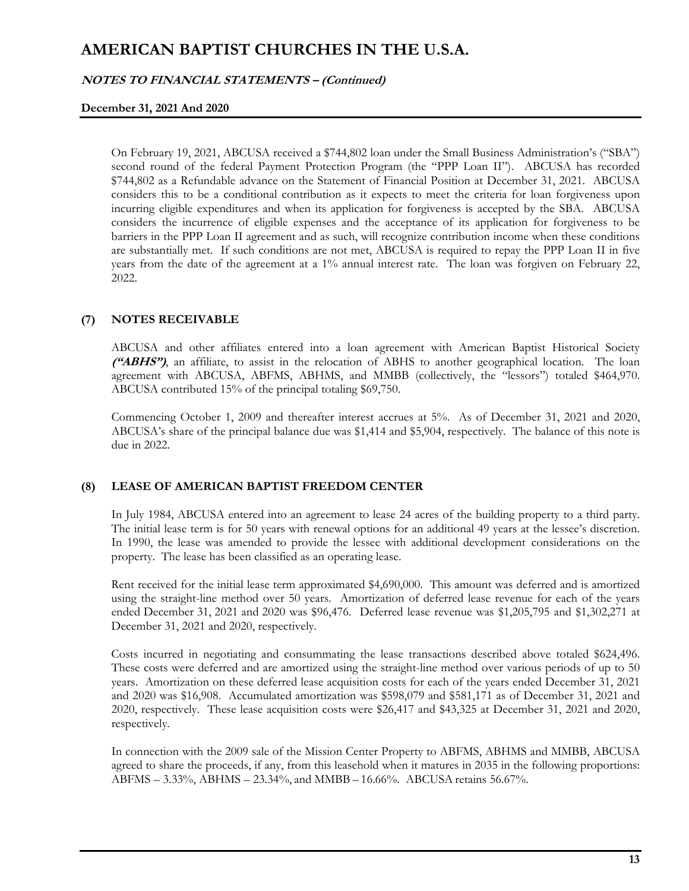On February 19, 2021, ABCUSA received a $744,802 loan under the Small Business Administration's ("SBA") second round of the federal Payment Protection Program (the "PPP Loan II"). ABCUSA has recorded $744,802 as a Refundable advance on the Statement of Financial Position at December 31, 2021. ABCUSA considers this to be a conditional contribution as it expects to meet the criteria for loan forgiveness upon incurring eligible expenditures and when its application for forgiveness is accepted by the SBA. ABCUSA considers the incurrence of eligible expenses and the acceptance of its application for forgiveness to be barriers in the PPP Loan II agreement and as such, will recognize contribution income when these conditions are substantially met. If such conditions are not met, ABCUSA is required to repay the PPP Loan II in five years from the date of the agreement at a 1% annual interest rate. The loan was forgiven on February 22, 2022.

## (7) NOTES RECEIVABLE

ABCUSA and other affiliates entered into a loan agreement with American Baptist Historical Society ***("ABHS")***, an affiliate, to assist in the relocation of ABHS to another geographical location. The loan agreement with ABCUSA, ABFMS, ABHMS, and MMBB (collectively, the "lessors") totaled $464,970. ABCUSA contributed 15% of the principal totaling $69,750.

Commencing October 1, 2009 and thereafter interest accrues at 5%. As of December 31, 2021 and 2020, ABCUSA's share of the principal balance due was $1,414 and $5,904, respectively. The balance of this note is due in 2022.

## (8) LEASE OF AMERICAN BAPTIST FREEDOM CENTER

In July 1984, ABCUSA entered into an agreement to lease 24 acres of the building property to a third party. The initial lease term is for 50 years with renewal options for an additional 49 years at the lessee's discretion. In 1990, the lease was amended to provide the lessee with additional development considerations on the property. The lease has been classified as an operating lease.

Rent received for the initial lease term approximated $4,690,000. This amount was deferred and is amortized using the straight-line method over 50 years. Amortization of deferred lease revenue for each of the years ended December 31, 2021 and 2020 was $96,476. Deferred lease revenue was $1,205,795 and $1,302,271 at December 31, 2021 and 2020, respectively.

Costs incurred in negotiating and consummating the lease transactions described above totaled $624,496. These costs were deferred and are amortized using the straight-line method over various periods of up to 50 years. Amortization on these deferred lease acquisition costs for each of the years ended December 31, 2021 and 2020 was $16,908. Accumulated amortization was $598,079 and $581,171 as of December 31, 2021 and 2020, respectively. These lease acquisition costs were $26,417 and $43,325 at December 31, 2021 and 2020, respectively.

In connection with the 2009 sale of the Mission Center Property to ABFMS, ABHMS and MMBB, ABCUSA agreed to share the proceeds, if any, from this leasehold when it matures in 2035 in the following proportions: ABFMS – 3.33%, ABHMS – 23.34%, and MMBB – 16.66%. ABCUSA retains 56.67%.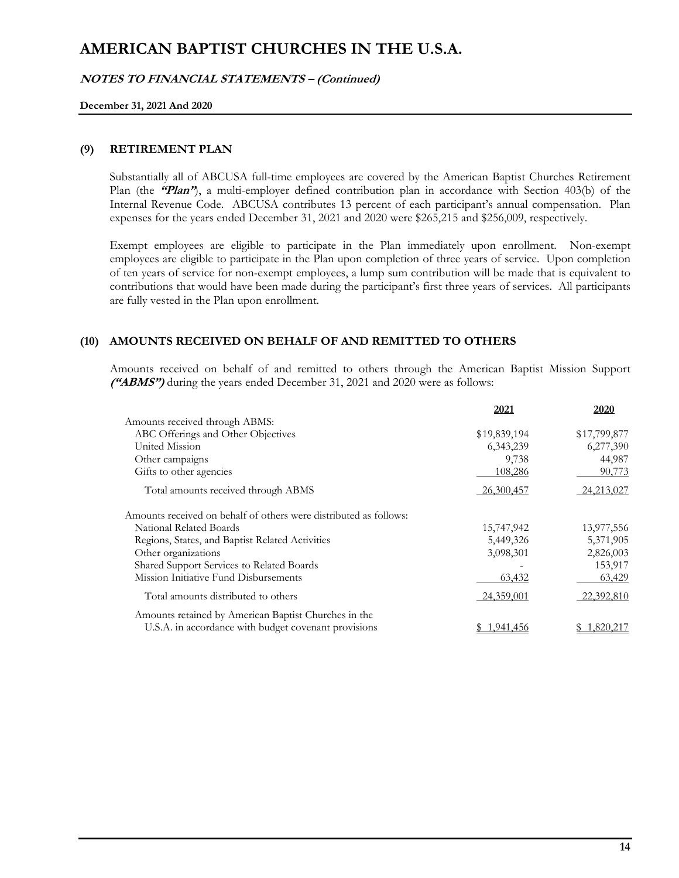# AMERICAN BAPTIST CHURCHES IN THE U.S.A.

***NOTES TO FINANCIAL STATEMENTS – (Continued)***

**December 31, 2021 And 2020**

## (9) RETIREMENT PLAN

Substantially all of ABCUSA full-time employees are covered by the American Baptist Churches Retirement Plan (the ***"Plan"***), a multi-employer defined contribution plan in accordance with Section 403(b) of the Internal Revenue Code. ABCUSA contributes 13 percent of each participant's annual compensation. Plan expenses for the years ended December 31, 2021 and 2020 were $265,215 and $256,009, respectively.

Exempt employees are eligible to participate in the Plan immediately upon enrollment. Non-exempt employees are eligible to participate in the Plan upon completion of three years of service. Upon completion of ten years of service for non-exempt employees, a lump sum contribution will be made that is equivalent to contributions that would have been made during the participant's first three years of services. All participants are fully vested in the Plan upon enrollment.

## (10) AMOUNTS RECEIVED ON BEHALF OF AND REMITTED TO OTHERS

Amounts received on behalf of and remitted to others through the American Baptist Mission Support ***("ABMS")*** during the years ended December 31, 2021 and 2020 were as follows:

| | 2021 | 2020 |
|---|---|---|
| Amounts received through ABMS: | | |
| ABC Offerings and Other Objectives | $19,839,194 | $17,799,877 |
| United Mission | 6,343,239 | 6,277,390 |
| Other campaigns | 9,738 | 44,987 |
| Gifts to other agencies | 108,286 | 90,773 |
| Total amounts received through ABMS | 26,300,457 | 24,213,027 |
| Amounts received on behalf of others were distributed as follows: | | |
| National Related Boards | 15,747,942 | 13,977,556 |
| Regions, States, and Baptist Related Activities | 5,449,326 | 5,371,905 |
| Other organizations | 3,098,301 | 2,826,003 |
| Shared Support Services to Related Boards | - | 153,917 |
| Mission Initiative Fund Disbursements | 63,432 | 63,429 |
| Total amounts distributed to others | 24,359,001 | 22,392,810 |
| Amounts retained by American Baptist Churches in the U.S.A. in accordance with budget covenant provisions | $ 1,941,456 | $ 1,820,217 |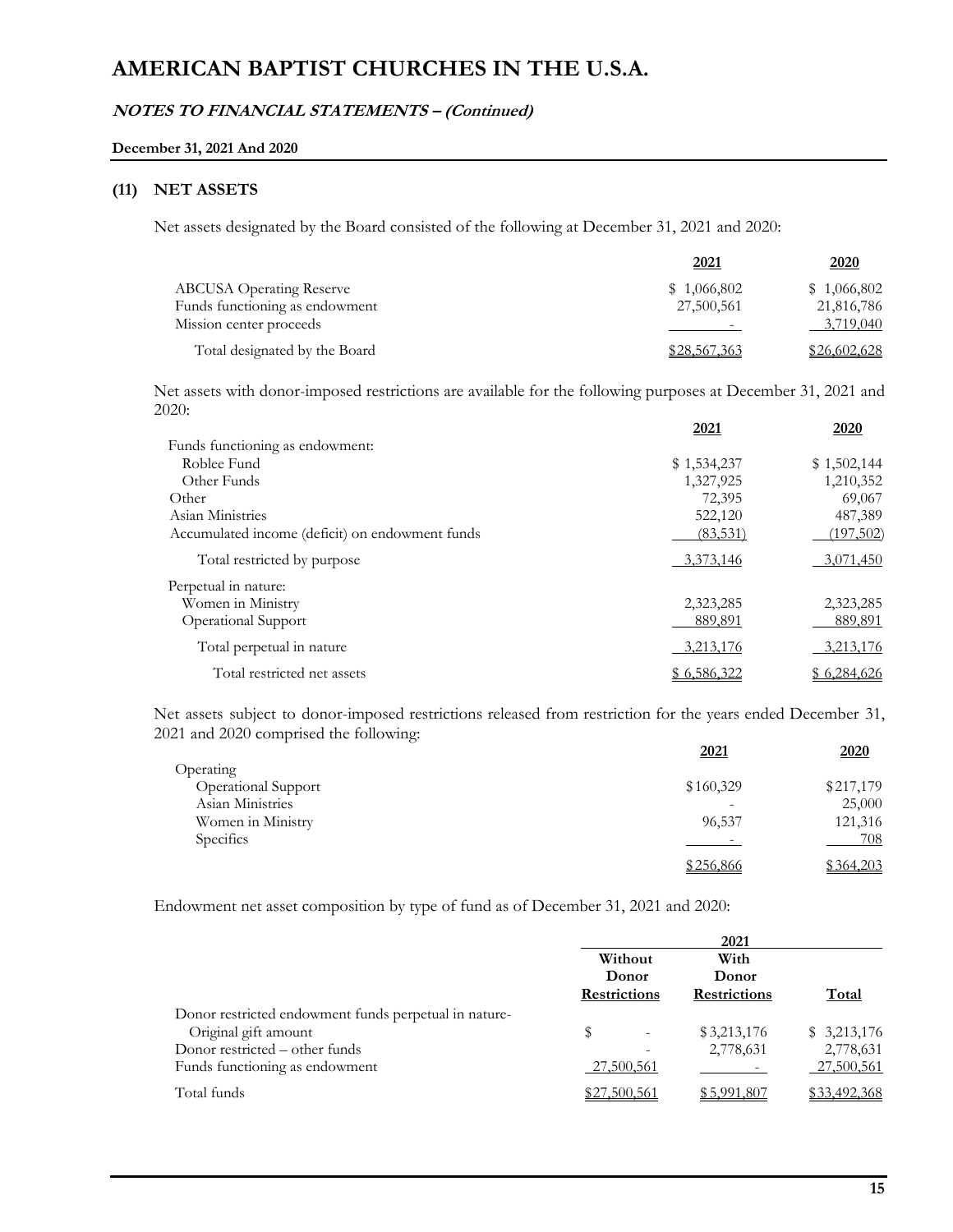# AMERICAN BAPTIST CHURCHES IN THE U.S.A.

## *NOTES TO FINANCIAL STATEMENTS – (Continued)*

**December 31, 2021 And 2020**

### (11) NET ASSETS

Net assets designated by the Board consisted of the following at December 31, 2021 and 2020:

| | 2021 | 2020 |
|---|---|---|
| ABCUSA Operating Reserve | $ 1,066,802 | $ 1,066,802 |
| Funds functioning as endowment | 27,500,561 | 21,816,786 |
| Mission center proceeds | - | 3,719,040 |
| Total designated by the Board | $28,567,363 | $26,602,628 |

Net assets with donor-imposed restrictions are available for the following purposes at December 31, 2021 and 2020:

| | 2021 | 2020 |
|---|---|---|
| Funds functioning as endowment: | | |
| Roblee Fund | $ 1,534,237 | $ 1,502,144 |
| Other Funds | 1,327,925 | 1,210,352 |
| Other | 72,395 | 69,067 |
| Asian Ministries | 522,120 | 487,389 |
| Accumulated income (deficit) on endowment funds | (83,531) | (197,502) |
| Total restricted by purpose | 3,373,146 | 3,071,450 |
| Perpetual in nature: | | |
| Women in Ministry | 2,323,285 | 2,323,285 |
| Operational Support | 889,891 | 889,891 |
| Total perpetual in nature | 3,213,176 | 3,213,176 |
| Total restricted net assets | $ 6,586,322 | $ 6,284,626 |

Net assets subject to donor-imposed restrictions released from restriction for the years ended December 31, 2021 and 2020 comprised the following:

| | 2021 | 2020 |
|---|---|---|
| Operating | | |
| Operational Support | $160,329 | $217,179 |
| Asian Ministries | - | 25,000 |
| Women in Ministry | 96,537 | 121,316 |
| Specifics | - | 708 |
| | $256,866 | $364,203 |

Endowment net asset composition by type of fund as of December 31, 2021 and 2020:

| | 2021 | | |
|---|---|---|---|
| | Without Donor Restrictions | With Donor Restrictions | Total |
| Donor restricted endowment funds perpetual in nature- | | | |
| Original gift amount | $ - | $3,213,176 | $ 3,213,176 |
| Donor restricted – other funds | - | 2,778,631 | 2,778,631 |
| Funds functioning as endowment | 27,500,561 | - | 27,500,561 |
| Total funds | $27,500,561 | $5,991,807 | $33,492,368 |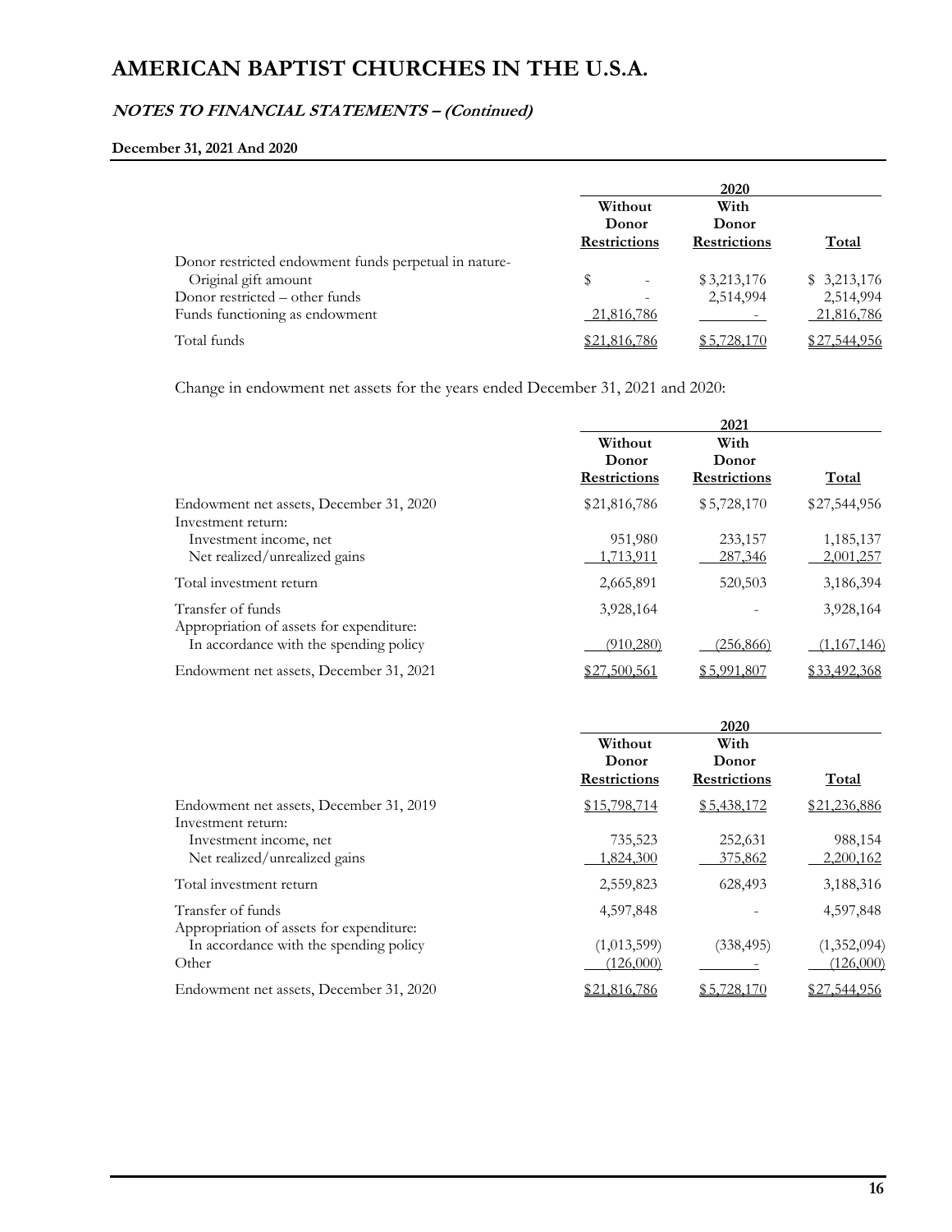# AMERICAN BAPTIST CHURCHES IN THE U.S.A.

## *NOTES TO FINANCIAL STATEMENTS – (Continued)*

**December 31, 2021 And 2020**

| | 2020 | | |
|---|---|---|---|
| | Without Donor Restrictions | With Donor Restrictions | Total |
| Donor restricted endowment funds perpetual in nature- | | | |
| Original gift amount | $ - | $ 3,213,176 | $ 3,213,176 |
| Donor restricted – other funds | - | 2,514,994 | 2,514,994 |
| Funds functioning as endowment | 21,816,786 | - | 21,816,786 |
| Total funds | $21,816,786 | $ 5,728,170 | $27,544,956 |

Change in endowment net assets for the years ended December 31, 2021 and 2020:

| | 2021 | | |
|---|---|---|---|
| | Without Donor Restrictions | With Donor Restrictions | Total |
| Endowment net assets, December 31, 2020 | $21,816,786 | $ 5,728,170 | $27,544,956 |
| Investment return: | | | |
| Investment income, net | 951,980 | 233,157 | 1,185,137 |
| Net realized/unrealized gains | 1,713,911 | 287,346 | 2,001,257 |
| Total investment return | 2,665,891 | 520,503 | 3,186,394 |
| Transfer of funds | 3,928,164 | - | 3,928,164 |
| Appropriation of assets for expenditure: | | | |
| In accordance with the spending policy | (910,280) | (256,866) | (1,167,146) |
| Endowment net assets, December 31, 2021 | $27,500,561 | $ 5,991,807 | $33,492,368 |

| | 2020 | | |
|---|---|---|---|
| | Without Donor Restrictions | With Donor Restrictions | Total |
| Endowment net assets, December 31, 2019 | $15,798,714 | $ 5,438,172 | $21,236,886 |
| Investment return: | | | |
| Investment income, net | 735,523 | 252,631 | 988,154 |
| Net realized/unrealized gains | 1,824,300 | 375,862 | 2,200,162 |
| Total investment return | 2,559,823 | 628,493 | 3,188,316 |
| Transfer of funds | 4,597,848 | - | 4,597,848 |
| Appropriation of assets for expenditure: | | | |
| In accordance with the spending policy | (1,013,599) | (338,495) | (1,352,094) |
| Other | (126,000) | - | (126,000) |
| Endowment net assets, December 31, 2020 | $21,816,786 | $ 5,728,170 | $27,544,956 |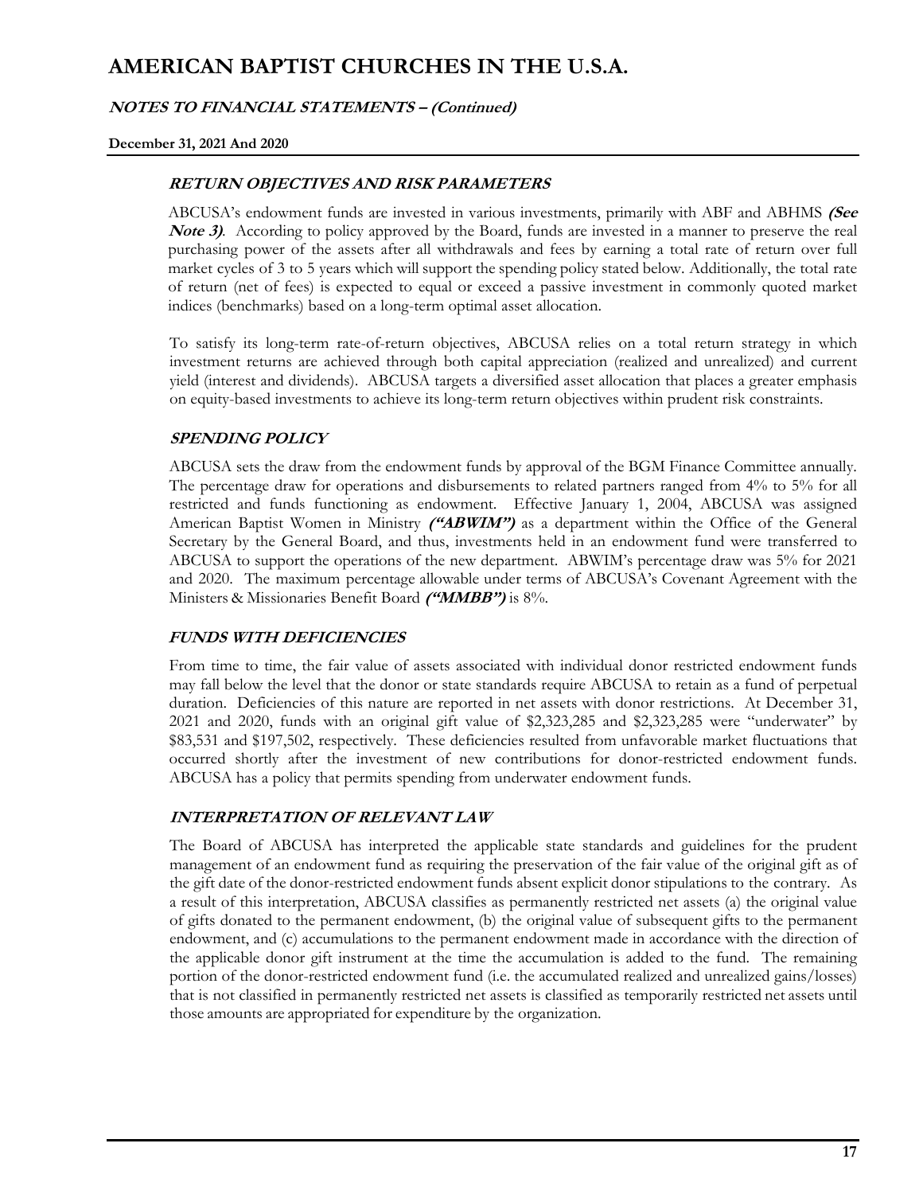# AMERICAN BAPTIST CHURCHES IN THE U.S.A.

## *NOTES TO FINANCIAL STATEMENTS – (Continued)*

**December 31, 2021 And 2020**

### *RETURN OBJECTIVES AND RISK PARAMETERS*

ABCUSA's endowment funds are invested in various investments, primarily with ABF and ABHMS ***(See Note 3)***. According to policy approved by the Board, funds are invested in a manner to preserve the real purchasing power of the assets after all withdrawals and fees by earning a total rate of return over full market cycles of 3 to 5 years which will support the spending policy stated below. Additionally, the total rate of return (net of fees) is expected to equal or exceed a passive investment in commonly quoted market indices (benchmarks) based on a long-term optimal asset allocation.

To satisfy its long-term rate-of-return objectives, ABCUSA relies on a total return strategy in which investment returns are achieved through both capital appreciation (realized and unrealized) and current yield (interest and dividends). ABCUSA targets a diversified asset allocation that places a greater emphasis on equity-based investments to achieve its long-term return objectives within prudent risk constraints.

### *SPENDING POLICY*

ABCUSA sets the draw from the endowment funds by approval of the BGM Finance Committee annually. The percentage draw for operations and disbursements to related partners ranged from 4% to 5% for all restricted and funds functioning as endowment. Effective January 1, 2004, ABCUSA was assigned American Baptist Women in Ministry ***("ABWIM")*** as a department within the Office of the General Secretary by the General Board, and thus, investments held in an endowment fund were transferred to ABCUSA to support the operations of the new department. ABWIM's percentage draw was 5% for 2021 and 2020. The maximum percentage allowable under terms of ABCUSA's Covenant Agreement with the Ministers & Missionaries Benefit Board ***("MMBB")*** is 8%.

### *FUNDS WITH DEFICIENCIES*

From time to time, the fair value of assets associated with individual donor restricted endowment funds may fall below the level that the donor or state standards require ABCUSA to retain as a fund of perpetual duration. Deficiencies of this nature are reported in net assets with donor restrictions. At December 31, 2021 and 2020, funds with an original gift value of $2,323,285 and $2,323,285 were "underwater" by $83,531 and $197,502, respectively. These deficiencies resulted from unfavorable market fluctuations that occurred shortly after the investment of new contributions for donor-restricted endowment funds. ABCUSA has a policy that permits spending from underwater endowment funds.

### *INTERPRETATION OF RELEVANT LAW*

The Board of ABCUSA has interpreted the applicable state standards and guidelines for the prudent management of an endowment fund as requiring the preservation of the fair value of the original gift as of the gift date of the donor-restricted endowment funds absent explicit donor stipulations to the contrary. As a result of this interpretation, ABCUSA classifies as permanently restricted net assets (a) the original value of gifts donated to the permanent endowment, (b) the original value of subsequent gifts to the permanent endowment, and (c) accumulations to the permanent endowment made in accordance with the direction of the applicable donor gift instrument at the time the accumulation is added to the fund. The remaining portion of the donor-restricted endowment fund (i.e. the accumulated realized and unrealized gains/losses) that is not classified in permanently restricted net assets is classified as temporarily restricted net assets until those amounts are appropriated for expenditure by the organization.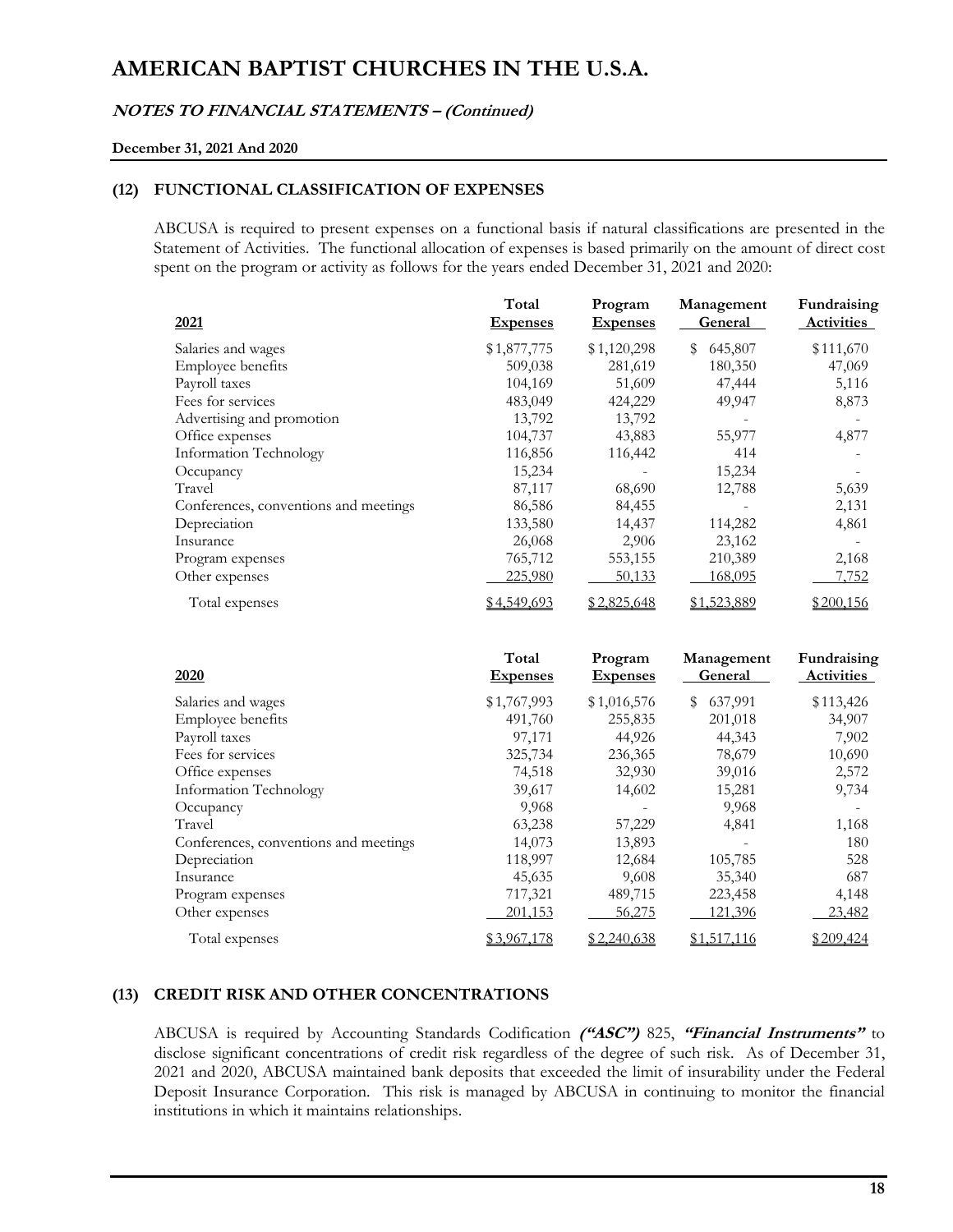# AMERICAN BAPTIST CHURCHES IN THE U.S.A.

## *NOTES TO FINANCIAL STATEMENTS – (Continued)*

**December 31, 2021 And 2020**

### (12) FUNCTIONAL CLASSIFICATION OF EXPENSES

ABCUSA is required to present expenses on a functional basis if natural classifications are presented in the Statement of Activities. The functional allocation of expenses is based primarily on the amount of direct cost spent on the program or activity as follows for the years ended December 31, 2021 and 2020:

| 2021 | Total Expenses | Program Expenses | Management General | Fundraising Activities |
|---|---|---|---|---|
| Salaries and wages | $1,877,775 | $1,120,298 | $ 645,807 | $111,670 |
| Employee benefits | 509,038 | 281,619 | 180,350 | 47,069 |
| Payroll taxes | 104,169 | 51,609 | 47,444 | 5,116 |
| Fees for services | 483,049 | 424,229 | 49,947 | 8,873 |
| Advertising and promotion | 13,792 | 13,792 | - | - |
| Office expenses | 104,737 | 43,883 | 55,977 | 4,877 |
| Information Technology | 116,856 | 116,442 | 414 | - |
| Occupancy | 15,234 | - | 15,234 | - |
| Travel | 87,117 | 68,690 | 12,788 | 5,639 |
| Conferences, conventions and meetings | 86,586 | 84,455 | - | 2,131 |
| Depreciation | 133,580 | 14,437 | 114,282 | 4,861 |
| Insurance | 26,068 | 2,906 | 23,162 | - |
| Program expenses | 765,712 | 553,155 | 210,389 | 2,168 |
| Other expenses | 225,980 | 50,133 | 168,095 | 7,752 |
| Total expenses | $4,549,693 | $2,825,648 | $1,523,889 | $200,156 |

| 2020 | Total Expenses | Program Expenses | Management General | Fundraising Activities |
|---|---|---|---|---|
| Salaries and wages | $1,767,993 | $1,016,576 | $ 637,991 | $113,426 |
| Employee benefits | 491,760 | 255,835 | 201,018 | 34,907 |
| Payroll taxes | 97,171 | 44,926 | 44,343 | 7,902 |
| Fees for services | 325,734 | 236,365 | 78,679 | 10,690 |
| Office expenses | 74,518 | 32,930 | 39,016 | 2,572 |
| Information Technology | 39,617 | 14,602 | 15,281 | 9,734 |
| Occupancy | 9,968 | - | 9,968 | - |
| Travel | 63,238 | 57,229 | 4,841 | 1,168 |
| Conferences, conventions and meetings | 14,073 | 13,893 | - | 180 |
| Depreciation | 118,997 | 12,684 | 105,785 | 528 |
| Insurance | 45,635 | 9,608 | 35,340 | 687 |
| Program expenses | 717,321 | 489,715 | 223,458 | 4,148 |
| Other expenses | 201,153 | 56,275 | 121,396 | 23,482 |
| Total expenses | $3,967,178 | $2,240,638 | $1,517,116 | $209,424 |

### (13) CREDIT RISK AND OTHER CONCENTRATIONS

ABCUSA is required by Accounting Standards Codification ***("ASC")*** 825, ***"Financial Instruments"*** to disclose significant concentrations of credit risk regardless of the degree of such risk. As of December 31, 2021 and 2020, ABCUSA maintained bank deposits that exceeded the limit of insurability under the Federal Deposit Insurance Corporation. This risk is managed by ABCUSA in continuing to monitor the financial institutions in which it maintains relationships.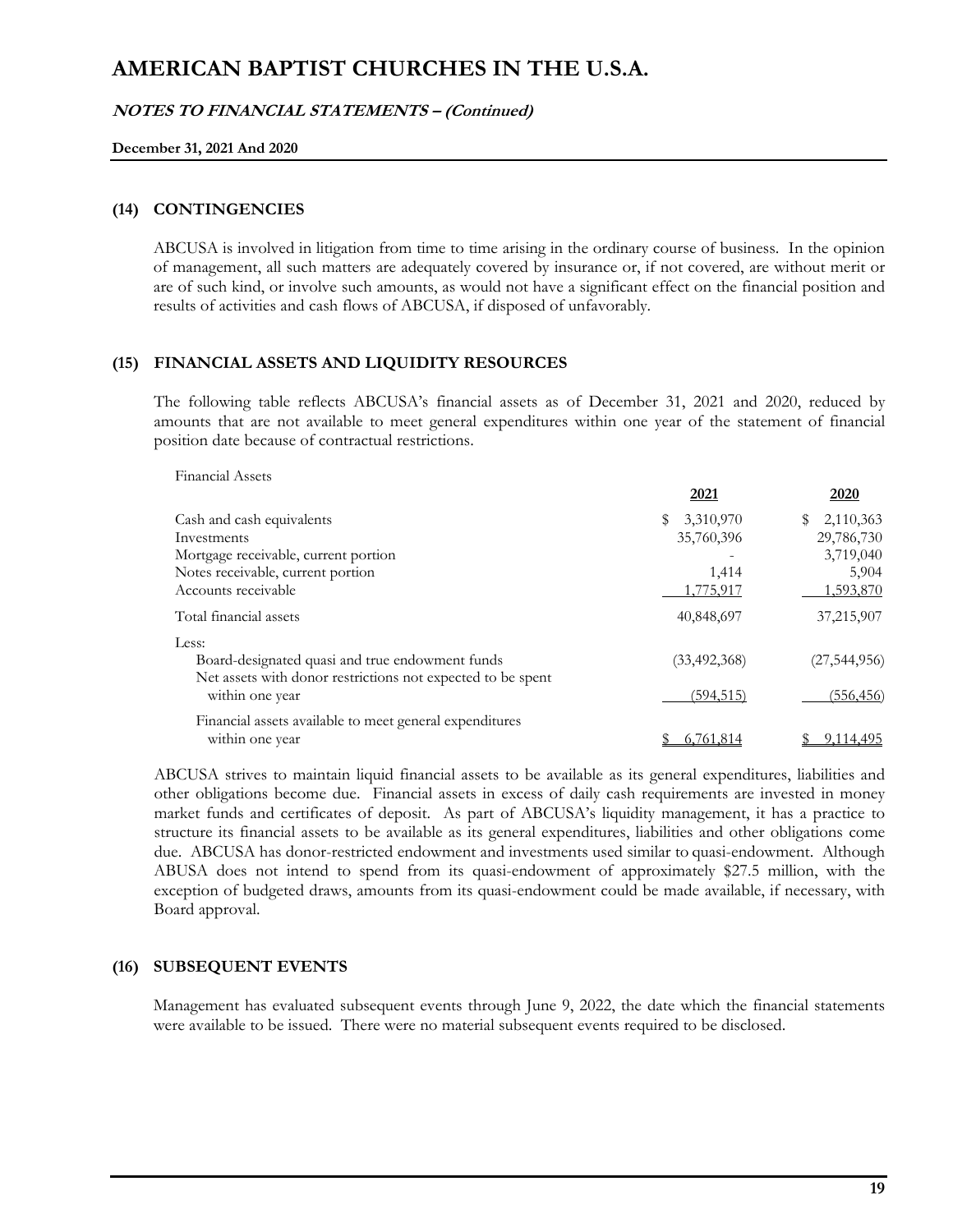# AMERICAN BAPTIST CHURCHES IN THE U.S.A.

***NOTES TO FINANCIAL STATEMENTS – (Continued)***

**December 31, 2021 And 2020**

## (14) CONTINGENCIES

ABCUSA is involved in litigation from time to time arising in the ordinary course of business. In the opinion of management, all such matters are adequately covered by insurance or, if not covered, are without merit or are of such kind, or involve such amounts, as would not have a significant effect on the financial position and results of activities and cash flows of ABCUSA, if disposed of unfavorably.

## (15) FINANCIAL ASSETS AND LIQUIDITY RESOURCES

The following table reflects ABCUSA's financial assets as of December 31, 2021 and 2020, reduced by amounts that are not available to meet general expenditures within one year of the statement of financial position date because of contractual restrictions.

| Financial Assets | 2021 | 2020 |
|---|---|---|
| Cash and cash equivalents | $ 3,310,970 | $ 2,110,363 |
| Investments | 35,760,396 | 29,786,730 |
| Mortgage receivable, current portion | - | 3,719,040 |
| Notes receivable, current portion | 1,414 | 5,904 |
| Accounts receivable | 1,775,917 | 1,593,870 |
| Total financial assets | 40,848,697 | 37,215,907 |
| Less: | | |
| Board-designated quasi and true endowment funds | (33,492,368) | (27,544,956) |
| Net assets with donor restrictions not expected to be spent within one year | (594,515) | (556,456) |
| Financial assets available to meet general expenditures within one year | $ 6,761,814 | $ 9,114,495 |

ABCUSA strives to maintain liquid financial assets to be available as its general expenditures, liabilities and other obligations become due. Financial assets in excess of daily cash requirements are invested in money market funds and certificates of deposit. As part of ABCUSA's liquidity management, it has a practice to structure its financial assets to be available as its general expenditures, liabilities and other obligations come due. ABCUSA has donor-restricted endowment and investments used similar to quasi-endowment. Although ABUSA does not intend to spend from its quasi-endowment of approximately $27.5 million, with the exception of budgeted draws, amounts from its quasi-endowment could be made available, if necessary, with Board approval.

## (16) SUBSEQUENT EVENTS

Management has evaluated subsequent events through June 9, 2022, the date which the financial statements were available to be issued. There were no material subsequent events required to be disclosed.